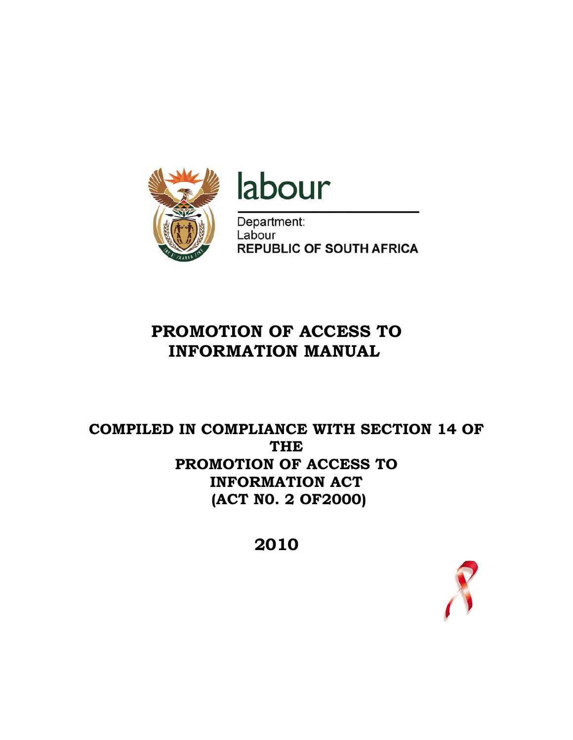labour

Department:
Labour
REPUBLIC OF SOUTH AFRICA

# PROMOTION OF ACCESS TO INFORMATION MANUAL

## COMPILED IN COMPLIANCE WITH SECTION 14 OF THE PROMOTION OF ACCESS TO INFORMATION ACT (ACT N0. 2 OF2000)

## 2010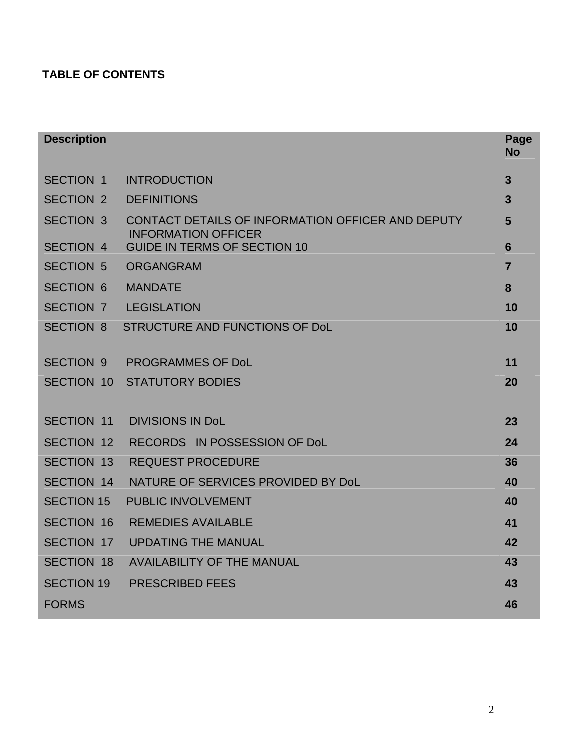**TABLE OF CONTENTS**

| Description | | Page No |
|---|---|---|
| SECTION 1 | INTRODUCTION | 3 |
| SECTION 2 | DEFINITIONS | 3 |
| SECTION 3 | CONTACT DETAILS OF INFORMATION OFFICER AND DEPUTY INFORMATION OFFICER | 5 |
| SECTION 4 | GUIDE IN TERMS OF SECTION 10 | 6 |
| SECTION 5 | ORGANGRAM | 7 |
| SECTION 6 | MANDATE | 8 |
| SECTION 7 | LEGISLATION | 10 |
| SECTION 8 | STRUCTURE AND FUNCTIONS OF DoL | 10 |
| SECTION 9 | PROGRAMMES OF DoL | 11 |
| SECTION 10 | STATUTORY BODIES | 20 |
| SECTION 11 | DIVISIONS IN DoL | 23 |
| SECTION 12 | RECORDS IN POSSESSION OF DoL | 24 |
| SECTION 13 | REQUEST PROCEDURE | 36 |
| SECTION 14 | NATURE OF SERVICES PROVIDED BY DoL | 40 |
| SECTION 15 | PUBLIC INVOLVEMENT | 40 |
| SECTION 16 | REMEDIES AVAILABLE | 41 |
| SECTION 17 | UPDATING THE MANUAL | 42 |
| SECTION 18 | AVAILABILITY OF THE MANUAL | 43 |
| SECTION 19 | PRESCRIBED FEES | 43 |
| FORMS | | 46 |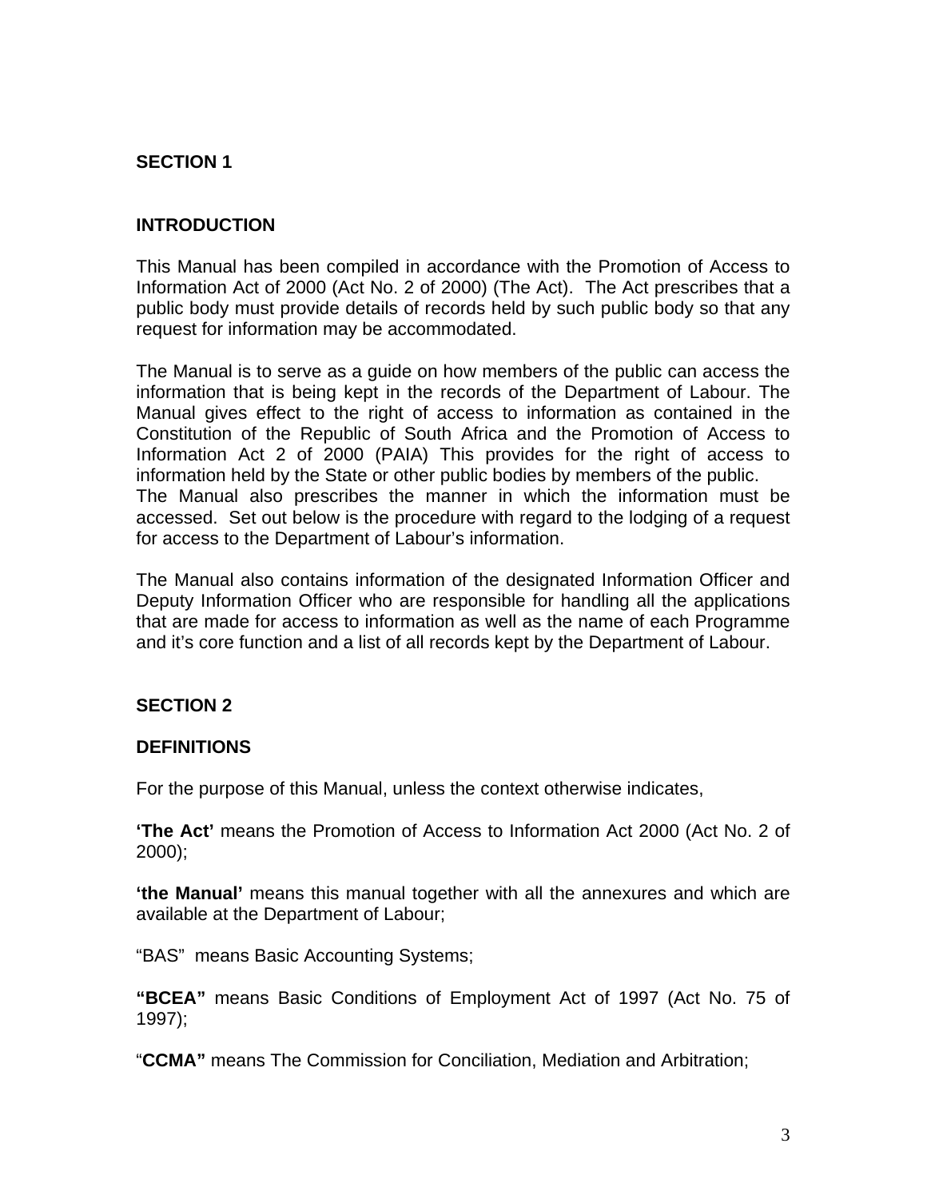## SECTION 1

## INTRODUCTION

This Manual has been compiled in accordance with the Promotion of Access to Information Act of 2000 (Act No. 2 of 2000) (The Act). The Act prescribes that a public body must provide details of records held by such public body so that any request for information may be accommodated.

The Manual is to serve as a guide on how members of the public can access the information that is being kept in the records of the Department of Labour. The Manual gives effect to the right of access to information as contained in the Constitution of the Republic of South Africa and the Promotion of Access to Information Act 2 of 2000 (PAIA) This provides for the right of access to information held by the State or other public bodies by members of the public.
The Manual also prescribes the manner in which the information must be accessed. Set out below is the procedure with regard to the lodging of a request for access to the Department of Labour's information.

The Manual also contains information of the designated Information Officer and Deputy Information Officer who are responsible for handling all the applications that are made for access to information as well as the name of each Programme and it's core function and a list of all records kept by the Department of Labour.

## SECTION 2

## DEFINITIONS

For the purpose of this Manual, unless the context otherwise indicates,

**'The Act'** means the Promotion of Access to Information Act 2000 (Act No. 2 of 2000);

**'the Manual'** means this manual together with all the annexures and which are available at the Department of Labour;

"BAS" means Basic Accounting Systems;

**"BCEA"** means Basic Conditions of Employment Act of 1997 (Act No. 75 of 1997);

"**CCMA"** means The Commission for Conciliation, Mediation and Arbitration;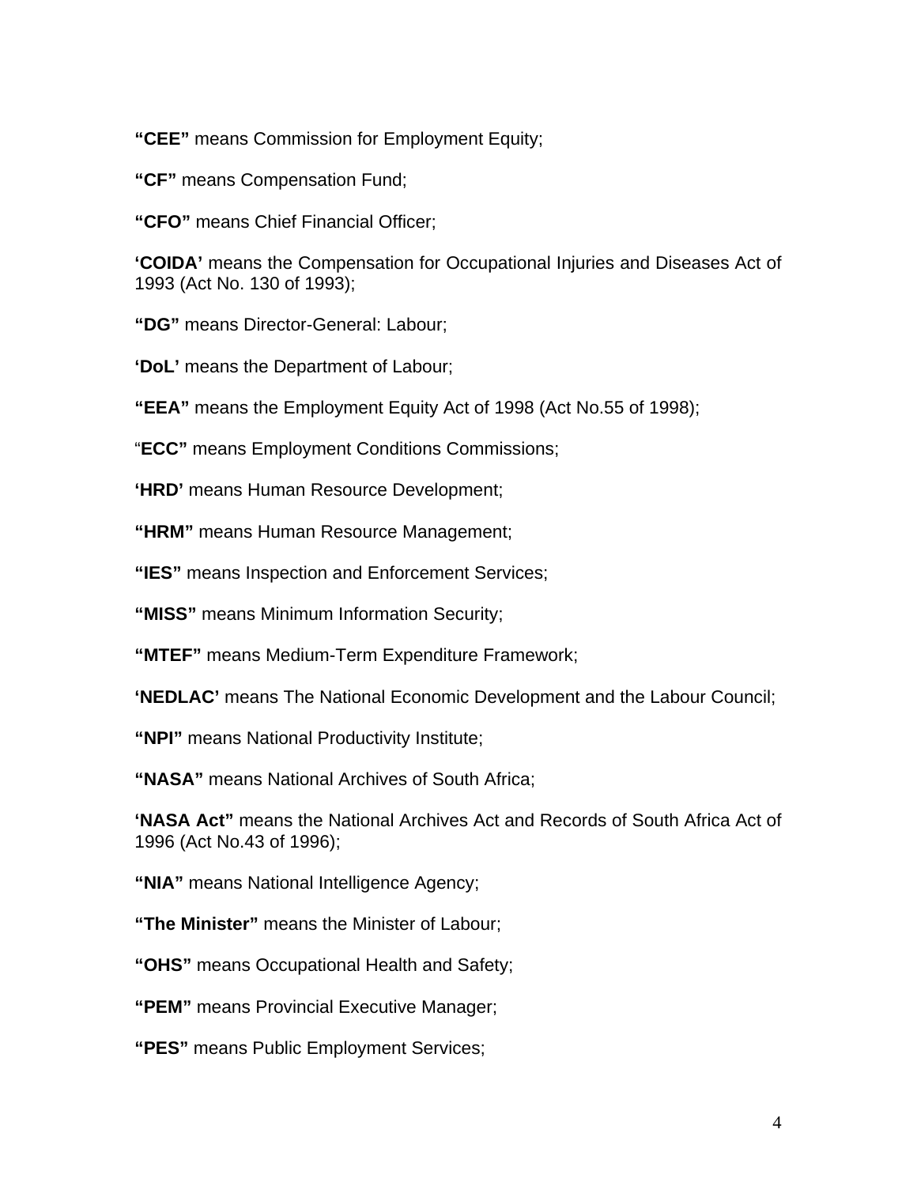**“CEE”** means Commission for Employment Equity;

**“CF”** means Compensation Fund;

**“CFO”** means Chief Financial Officer;

**‘COIDA’** means the Compensation for Occupational Injuries and Diseases Act of 1993 (Act No. 130 of 1993);

**“DG”** means Director-General: Labour;

**‘DoL’** means the Department of Labour;

**“EEA”** means the Employment Equity Act of 1998 (Act No.55 of 1998);

“**ECC”** means Employment Conditions Commissions;

**‘HRD’** means Human Resource Development;

**“HRM”** means Human Resource Management;

**“IES”** means Inspection and Enforcement Services;

**“MISS”** means Minimum Information Security;

**“MTEF”** means Medium-Term Expenditure Framework;

**‘NEDLAC’** means The National Economic Development and the Labour Council;

**“NPI”** means National Productivity Institute;

**“NASA”** means National Archives of South Africa;

**‘NASA Act”** means the National Archives Act and Records of South Africa Act of 1996 (Act No.43 of 1996);

**“NIA”** means National Intelligence Agency;

**“The Minister”** means the Minister of Labour;

**“OHS”** means Occupational Health and Safety;

**“PEM”** means Provincial Executive Manager;

**“PES”** means Public Employment Services;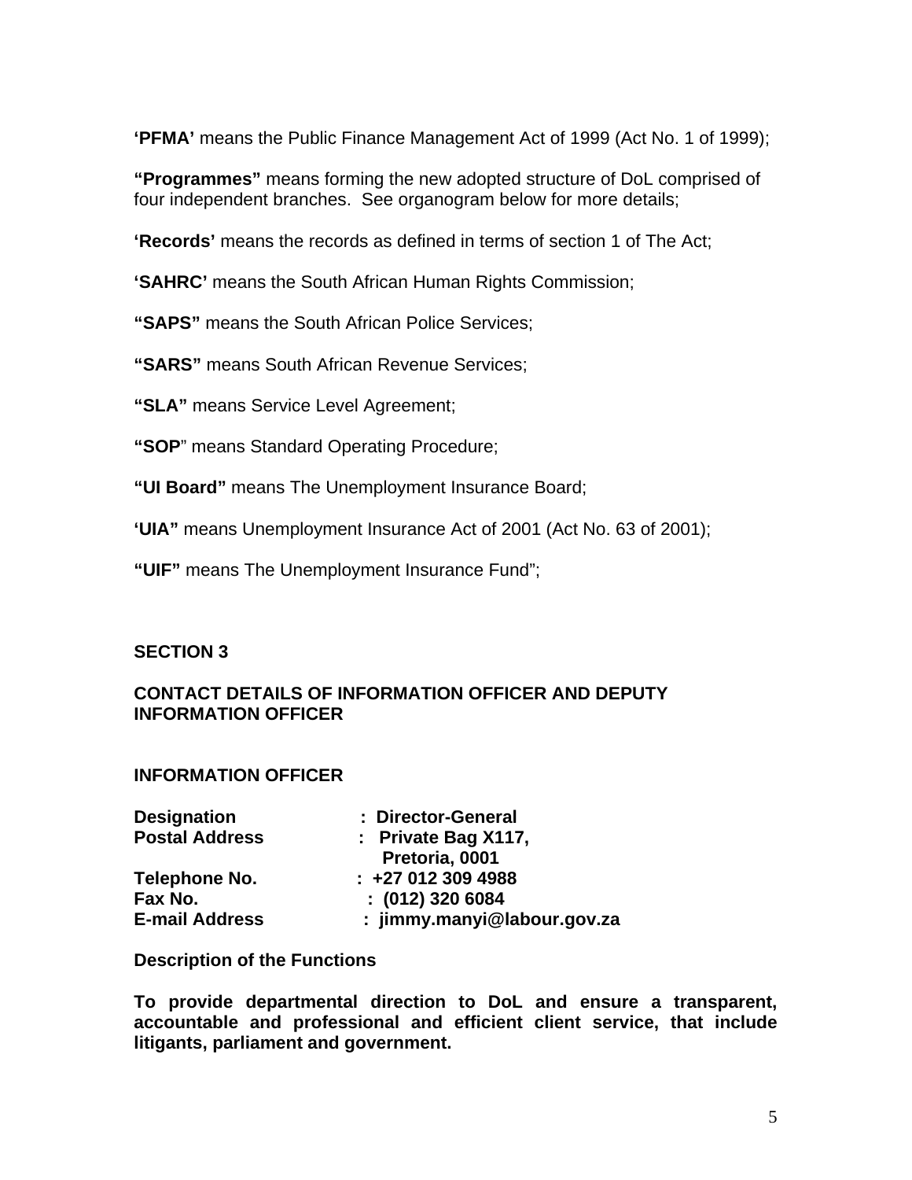**'PFMA'** means the Public Finance Management Act of 1999 (Act No. 1 of 1999);

**"Programmes"** means forming the new adopted structure of DoL comprised of four independent branches. See organogram below for more details;

**'Records'** means the records as defined in terms of section 1 of The Act;

**'SAHRC'** means the South African Human Rights Commission;

**"SAPS"** means the South African Police Services;

**"SARS"** means South African Revenue Services;

**"SLA"** means Service Level Agreement;

**"SOP**" means Standard Operating Procedure;

**"UI Board"** means The Unemployment Insurance Board;

**'UIA"** means Unemployment Insurance Act of 2001 (Act No. 63 of 2001);

**"UIF"** means The Unemployment Insurance Fund";

## SECTION 3

## CONTACT DETAILS OF INFORMATION OFFICER AND DEPUTY INFORMATION OFFICER

### INFORMATION OFFICER

**Designation** : **Director-General**
**Postal Address** : **Private Bag X117, Pretoria, 0001**
**Telephone No.** : **+27 012 309 4988**
**Fax No.** : **(012) 320 6084**
**E-mail Address** : **jimmy.manyi@labour.gov.za**

**Description of the Functions**

**To provide departmental direction to DoL and ensure a transparent, accountable and professional and efficient client service, that include litigants, parliament and government.**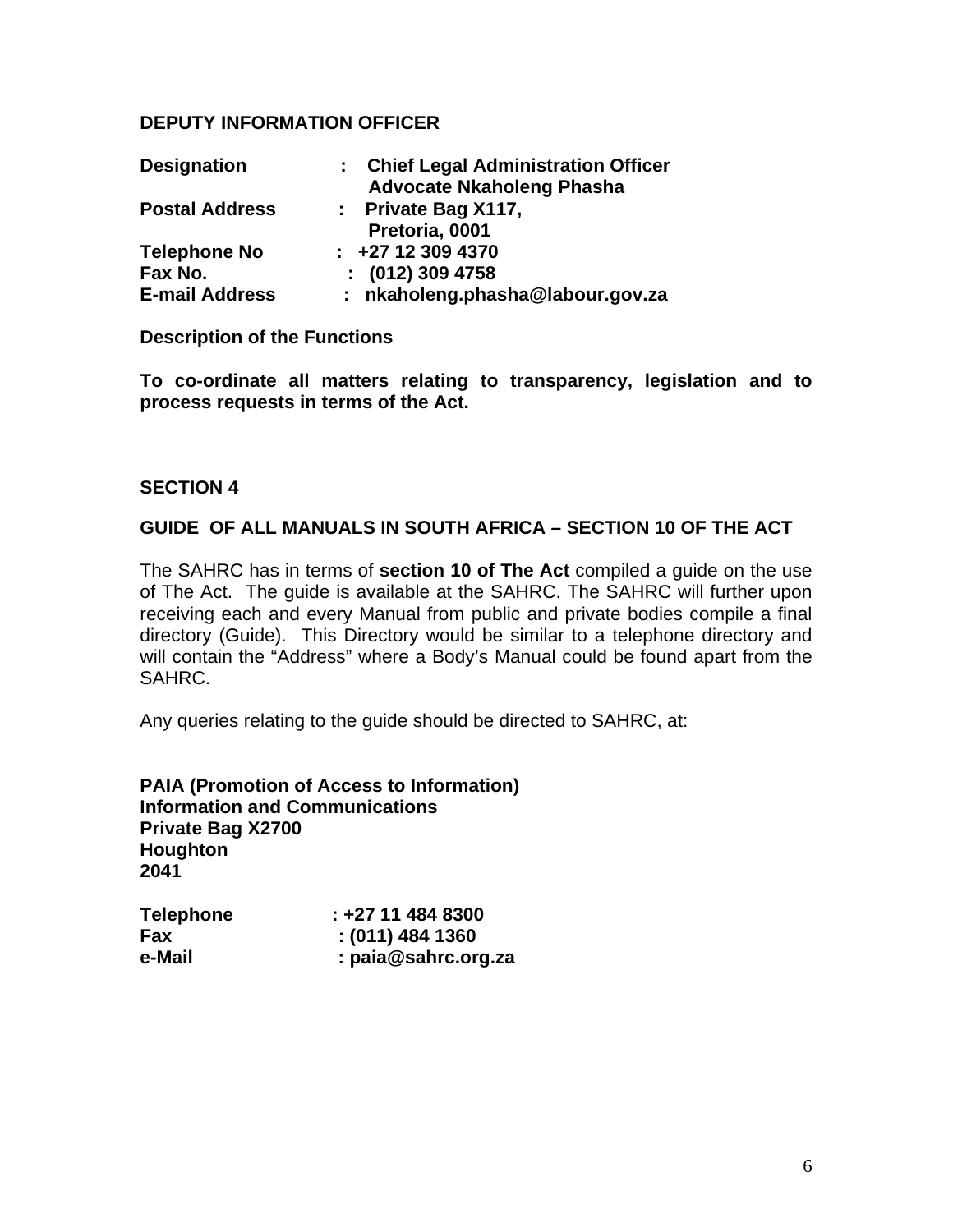**DEPUTY INFORMATION OFFICER**

| | | |
|---|---|---|
| **Designation** | : | **Chief Legal Administration Officer**<br>**Advocate Nkaholeng Phasha** |
| **Postal Address** | : | **Private Bag X117,**<br>**Pretoria, 0001** |
| **Telephone No** | : | **+27 12 309 4370** |
| **Fax No.** | : | **(012) 309 4758** |
| **E-mail Address** | : | **nkaholeng.phasha@labour.gov.za** |

**Description of the Functions**

**To co-ordinate all matters relating to transparency, legislation and to process requests in terms of the Act.**

**SECTION 4**

**GUIDE OF ALL MANUALS IN SOUTH AFRICA – SECTION 10 OF THE ACT**

The SAHRC has in terms of **section 10 of The Act** compiled a guide on the use of The Act. The guide is available at the SAHRC. The SAHRC will further upon receiving each and every Manual from public and private bodies compile a final directory (Guide). This Directory would be similar to a telephone directory and will contain the "Address" where a Body's Manual could be found apart from the SAHRC.

Any queries relating to the guide should be directed to SAHRC, at:

**PAIA (Promotion of Access to Information)**
**Information and Communications**
**Private Bag X2700**
**Houghton**
**2041**

| | |
|---|---|
| **Telephone** | **: +27 11 484 8300** |
| **Fax** | **: (011) 484 1360** |
| **e-Mail** | **: paia@sahrc.org.za** |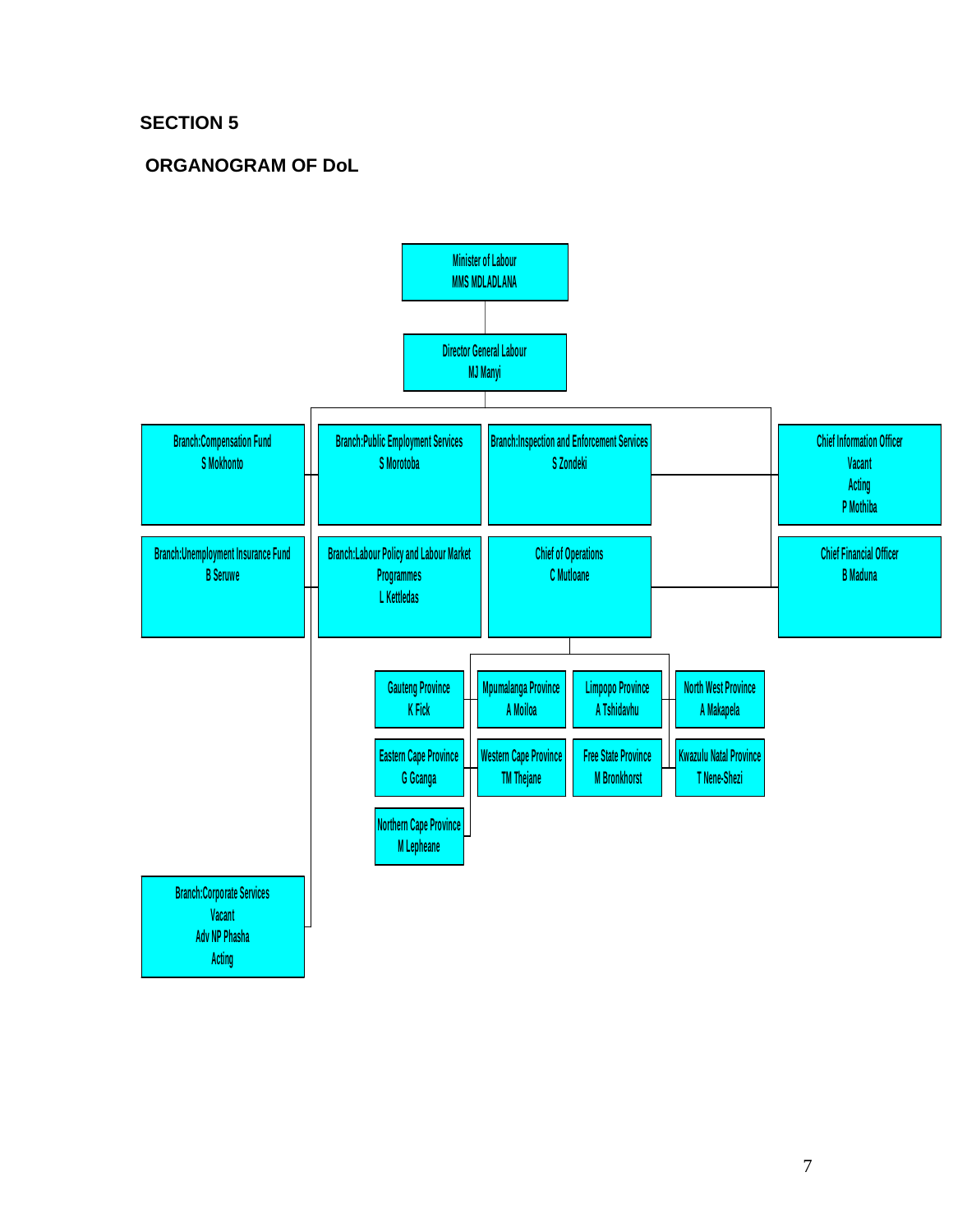## SECTION 5

## ORGANOGRAM OF DoL

- Minister of Labour
  MMS MDLADLANA
  - Director General Labour
    MJ Manyi
    - Branch:Compensation Fund
      S Mokhonto
    - Branch:Public Employment Services
      S Morotoba
    - Branch:Inspection and Enforcement Services
      S Zondeki
    - Chief Information Officer
      Vacant
      Acting
      P Mothiba
    - Branch:Unemployment Insurance Fund
      B Seruwe
    - Branch:Labour Policy and Labour Market Programmes
      L Kettledas
    - Chief of Operations
      C Mutloane
      - Gauteng Province
        K Fick
      - Mpumalanga Province
        A Moiloa
      - Limpopo Province
        A Tshidavhu
      - North West Province
        A Makapela
      - Eastern Cape Province
        G Gcanga
      - Western Cape Province
        TM Thejane
      - Free State Province
        M Bronkhorst
      - Kwazulu Natal Province
        T Nene-Shezi
      - Northern Cape Province
        M Lepheane
    - Chief Financial Officer
      B Maduna
    - Branch:Corporate Services
      Vacant
      Adv NP Phasha
      Acting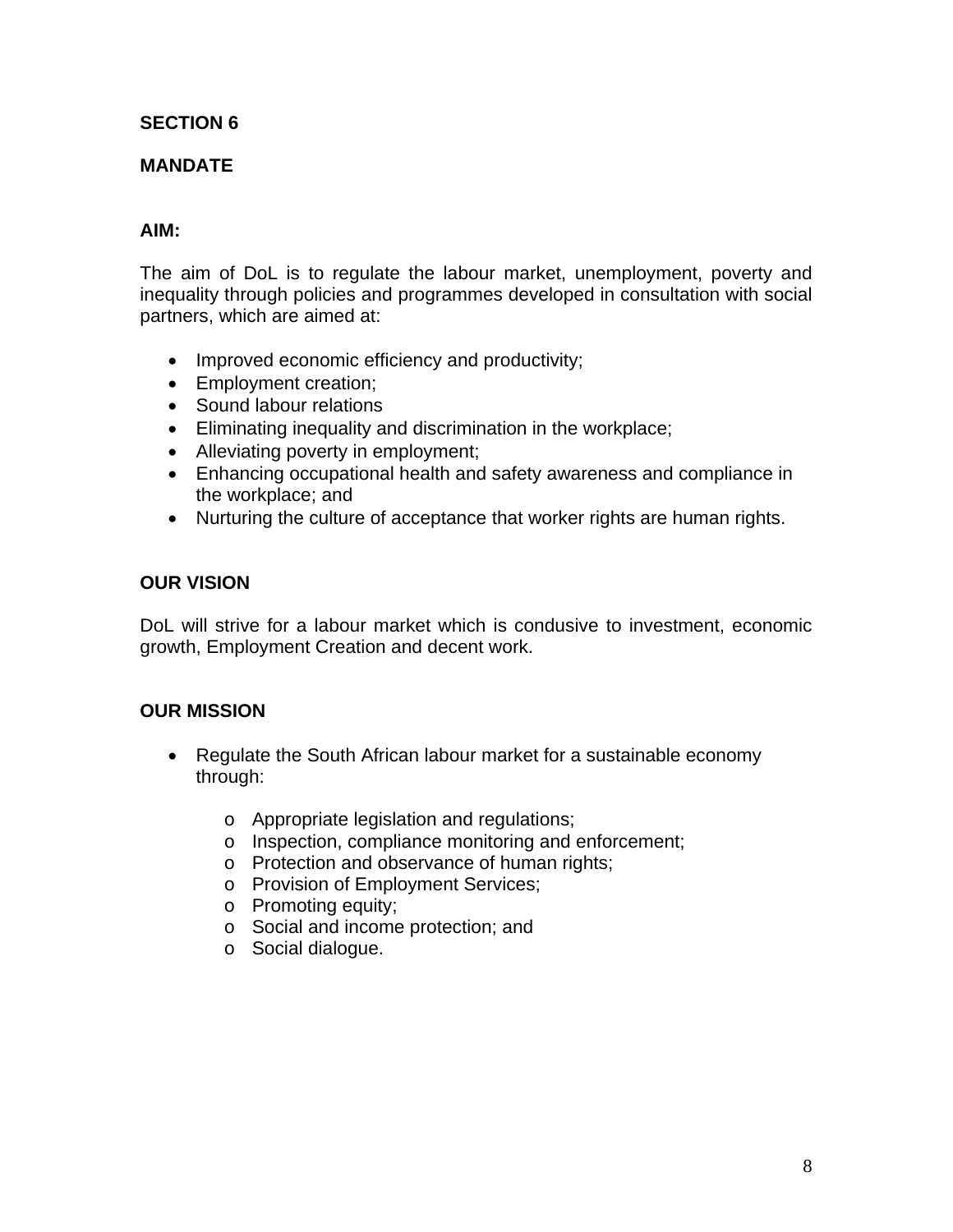## SECTION 6

## MANDATE

### AIM:

The aim of DoL is to regulate the labour market, unemployment, poverty and inequality through policies and programmes developed in consultation with social partners, which are aimed at:

- Improved economic efficiency and productivity;
- Employment creation;
- Sound labour relations
- Eliminating inequality and discrimination in the workplace;
- Alleviating poverty in employment;
- Enhancing occupational health and safety awareness and compliance in the workplace; and
- Nurturing the culture of acceptance that worker rights are human rights.

### OUR VISION

DoL will strive for a labour market which is condusive to investment, economic growth, Employment Creation and decent work.

### OUR MISSION

- Regulate the South African labour market for a sustainable economy through:
    - Appropriate legislation and regulations;
    - Inspection, compliance monitoring and enforcement;
    - Protection and observance of human rights;
    - Provision of Employment Services;
    - Promoting equity;
    - Social and income protection; and
    - Social dialogue.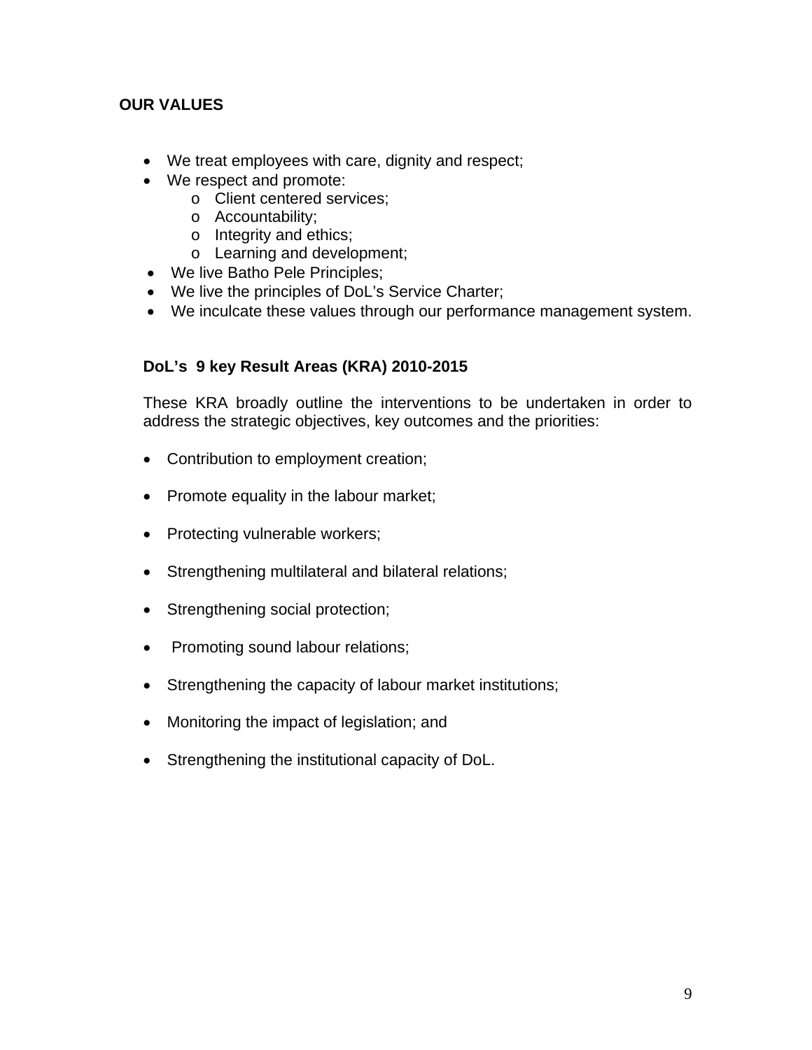## OUR VALUES

- We treat employees with care, dignity and respect;
- We respect and promote:
  - Client centered services;
  - Accountability;
  - Integrity and ethics;
  - Learning and development;
- We live Batho Pele Principles;
- We live the principles of DoL's Service Charter;
- We inculcate these values through our performance management system.

### DoL's 9 key Result Areas (KRA) 2010-2015

These KRA broadly outline the interventions to be undertaken in order to address the strategic objectives, key outcomes and the priorities:

- Contribution to employment creation;
- Promote equality in the labour market;
- Protecting vulnerable workers;
- Strengthening multilateral and bilateral relations;
- Strengthening social protection;
- Promoting sound labour relations;
- Strengthening the capacity of labour market institutions;
- Monitoring the impact of legislation; and
- Strengthening the institutional capacity of DoL.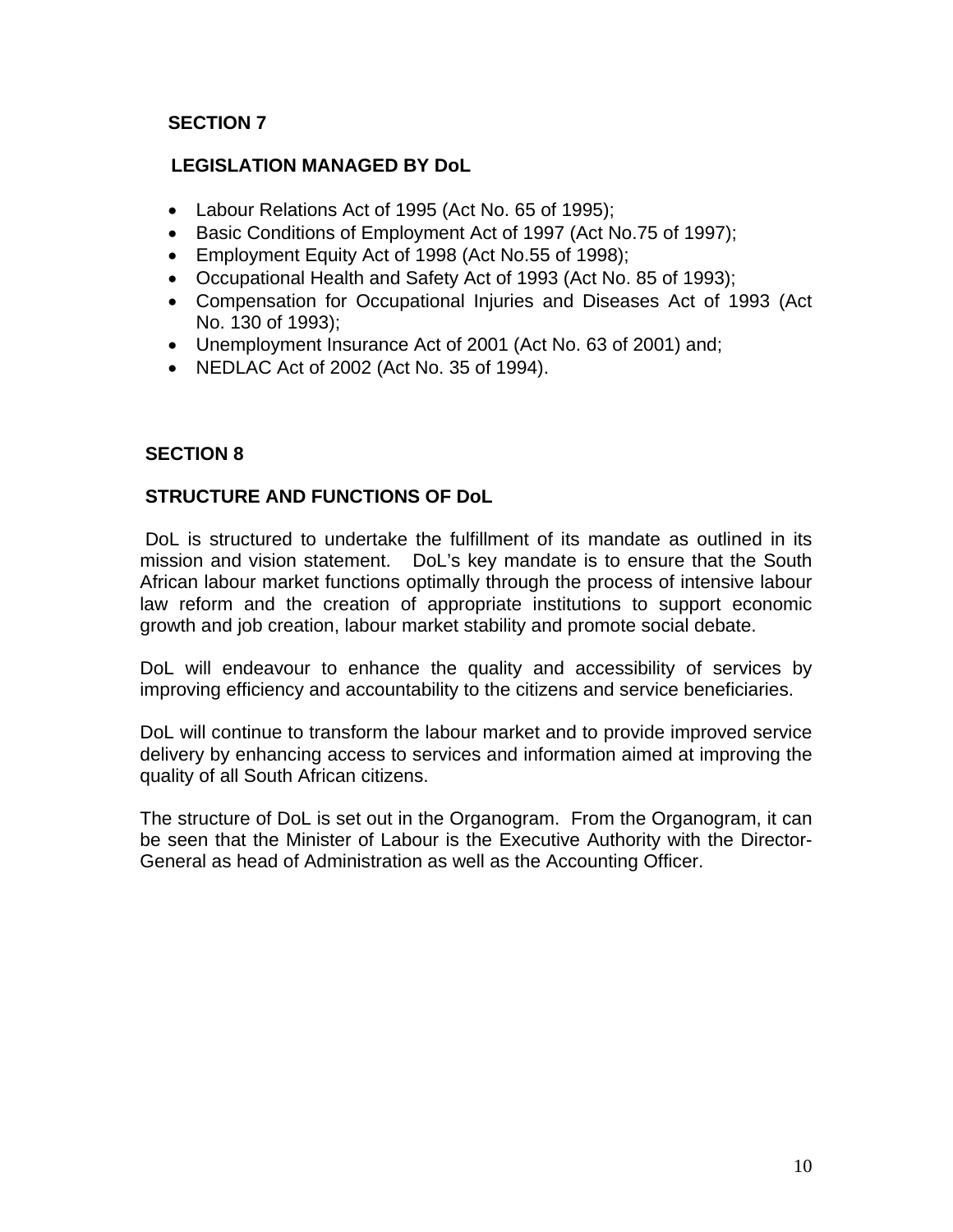## SECTION 7

### LEGISLATION MANAGED BY DoL

- Labour Relations Act of 1995 (Act No. 65 of 1995);
- Basic Conditions of Employment Act of 1997 (Act No.75 of 1997);
- Employment Equity Act of 1998 (Act No.55 of 1998);
- Occupational Health and Safety Act of 1993 (Act No. 85 of 1993);
- Compensation for Occupational Injuries and Diseases Act of 1993 (Act No. 130 of 1993);
- Unemployment Insurance Act of 2001 (Act No. 63 of 2001) and;
- NEDLAC Act of 2002 (Act No. 35 of 1994).

## SECTION 8

### STRUCTURE AND FUNCTIONS OF DoL

DoL is structured to undertake the fulfillment of its mandate as outlined in its mission and vision statement. DoL's key mandate is to ensure that the South African labour market functions optimally through the process of intensive labour law reform and the creation of appropriate institutions to support economic growth and job creation, labour market stability and promote social debate.

DoL will endeavour to enhance the quality and accessibility of services by improving efficiency and accountability to the citizens and service beneficiaries.

DoL will continue to transform the labour market and to provide improved service delivery by enhancing access to services and information aimed at improving the quality of all South African citizens.

The structure of DoL is set out in the Organogram. From the Organogram, it can be seen that the Minister of Labour is the Executive Authority with the Director-General as head of Administration as well as the Accounting Officer.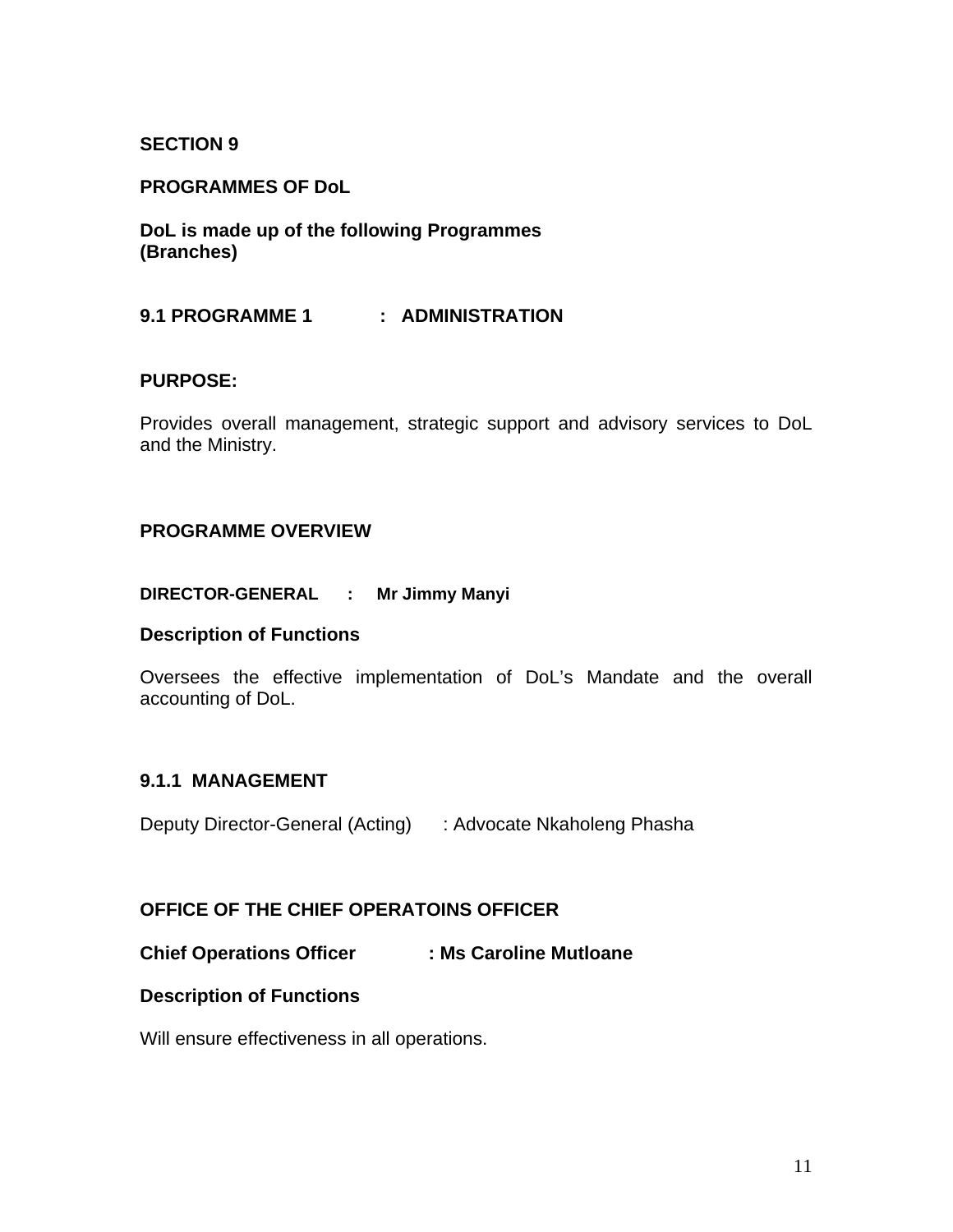## SECTION 9

## PROGRAMMES OF DoL

**DoL is made up of the following Programmes (Branches)**

### 9.1 PROGRAMME 1 : ADMINISTRATION

**PURPOSE:**

Provides overall management, strategic support and advisory services to DoL and the Ministry.

**PROGRAMME OVERVIEW**

**DIRECTOR-GENERAL : Mr Jimmy Manyi**

**Description of Functions**

Oversees the effective implementation of DoL's Mandate and the overall accounting of DoL.

#### 9.1.1 MANAGEMENT

Deputy Director-General (Acting) : Advocate Nkaholeng Phasha

**OFFICE OF THE CHIEF OPERATOINS OFFICER**

**Chief Operations Officer : Ms Caroline Mutloane**

**Description of Functions**

Will ensure effectiveness in all operations.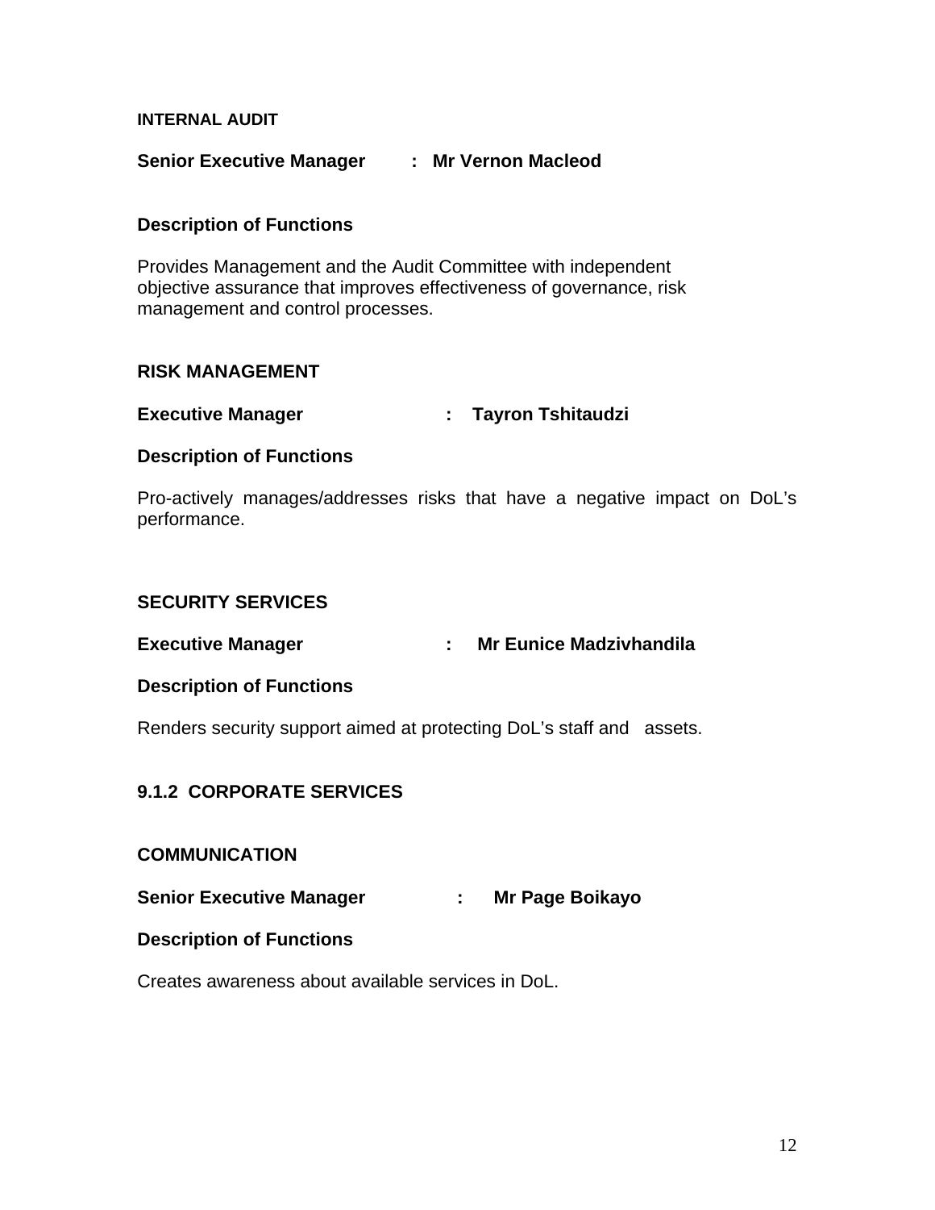**INTERNAL AUDIT**

**Senior Executive Manager : Mr Vernon Macleod**

**Description of Functions**

Provides Management and the Audit Committee with independent objective assurance that improves effectiveness of governance, risk management and control processes.

**RISK MANAGEMENT**

**Executive Manager : Tayron Tshitaudzi**

**Description of Functions**

Pro-actively manages/addresses risks that have a negative impact on DoL's performance.

**SECURITY SERVICES**

**Executive Manager : Mr Eunice Madzivhandila**

**Description of Functions**

Renders security support aimed at protecting DoL's staff and assets.

### 9.1.2 CORPORATE SERVICES

**COMMUNICATION**

**Senior Executive Manager : Mr Page Boikayo**

**Description of Functions**

Creates awareness about available services in DoL.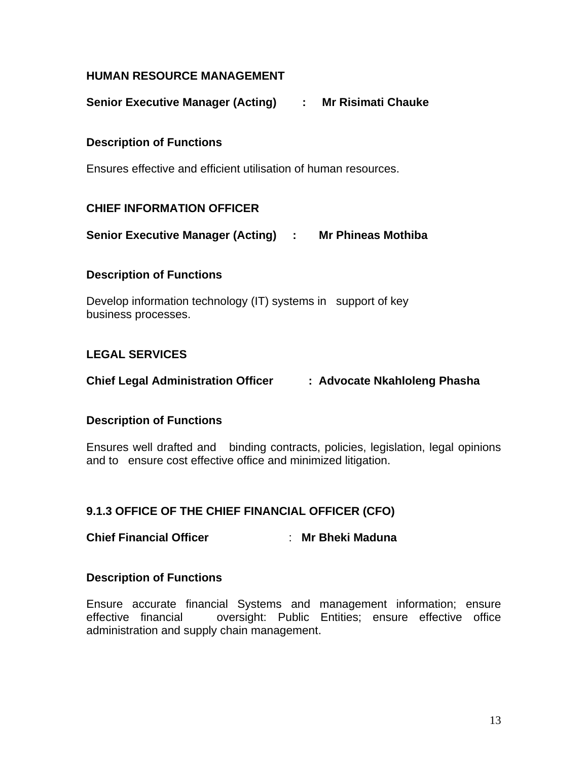### HUMAN RESOURCE MANAGEMENT

**Senior Executive Manager (Acting) : Mr Risimati Chauke**

**Description of Functions**

Ensures effective and efficient utilisation of human resources.

### CHIEF INFORMATION OFFICER

**Senior Executive Manager (Acting) : Mr Phineas Mothiba**

**Description of Functions**

Develop information technology (IT) systems in support of key business processes.

### LEGAL SERVICES

**Chief Legal Administration Officer : Advocate Nkahloleng Phasha**

**Description of Functions**

Ensures well drafted and binding contracts, policies, legislation, legal opinions and to ensure cost effective office and minimized litigation.

### 9.1.3 OFFICE OF THE CHIEF FINANCIAL OFFICER (CFO)

**Chief Financial Officer : Mr Bheki Maduna**

**Description of Functions**

Ensure accurate financial Systems and management information; ensure effective financial oversight: Public Entities; ensure effective office administration and supply chain management.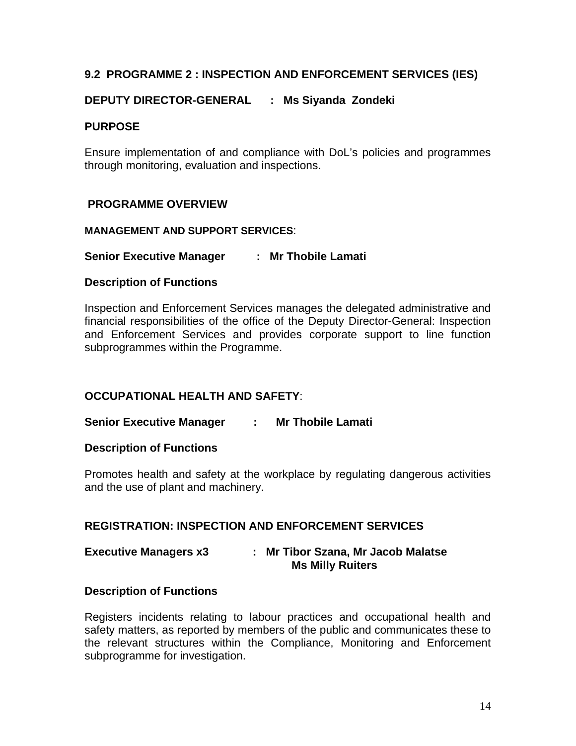## 9.2 PROGRAMME 2 : INSPECTION AND ENFORCEMENT SERVICES (IES)

**DEPUTY DIRECTOR-GENERAL : Ms Siyanda Zondeki**

### PURPOSE

Ensure implementation of and compliance with DoL's policies and programmes through monitoring, evaluation and inspections.

### PROGRAMME OVERVIEW

**MANAGEMENT AND SUPPORT SERVICES**:

**Senior Executive Manager : Mr Thobile Lamati**

**Description of Functions**

Inspection and Enforcement Services manages the delegated administrative and financial responsibilities of the office of the Deputy Director-General: Inspection and Enforcement Services and provides corporate support to line function subprogrammes within the Programme.

**OCCUPATIONAL HEALTH AND SAFETY**:

**Senior Executive Manager : Mr Thobile Lamati**

**Description of Functions**

Promotes health and safety at the workplace by regulating dangerous activities and the use of plant and machinery.

**REGISTRATION: INSPECTION AND ENFORCEMENT SERVICES**

**Executive Managers x3 : Mr Tibor Szana, Mr Jacob Malatse**
**Ms Milly Ruiters**

**Description of Functions**

Registers incidents relating to labour practices and occupational health and safety matters, as reported by members of the public and communicates these to the relevant structures within the Compliance, Monitoring and Enforcement subprogramme for investigation.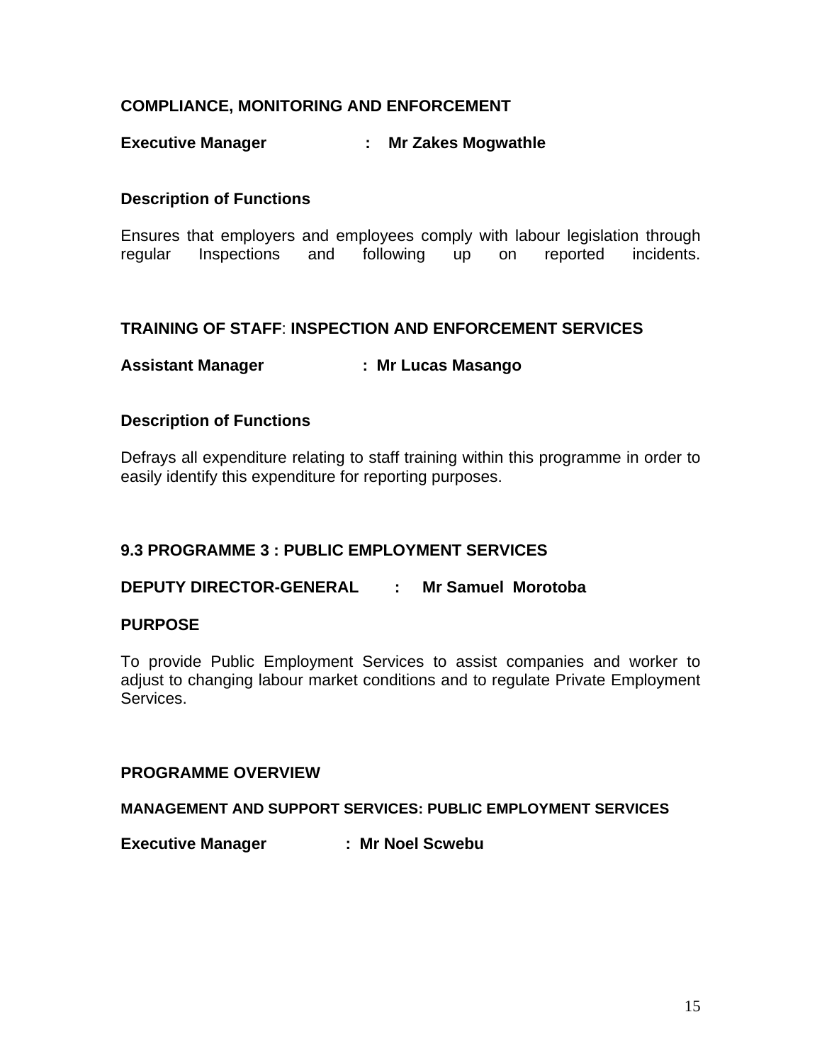**COMPLIANCE, MONITORING AND ENFORCEMENT**

**Executive Manager : Mr Zakes Mogwathle**

**Description of Functions**

Ensures that employers and employees comply with labour legislation through regular Inspections and following up on reported incidents.

**TRAINING OF STAFF: INSPECTION AND ENFORCEMENT SERVICES**

**Assistant Manager : Mr Lucas Masango**

**Description of Functions**

Defrays all expenditure relating to staff training within this programme in order to easily identify this expenditure for reporting purposes.

**9.3 PROGRAMME 3 : PUBLIC EMPLOYMENT SERVICES**

**DEPUTY DIRECTOR-GENERAL : Mr Samuel Morotoba**

**PURPOSE**

To provide Public Employment Services to assist companies and worker to adjust to changing labour market conditions and to regulate Private Employment Services.

**PROGRAMME OVERVIEW**

**MANAGEMENT AND SUPPORT SERVICES: PUBLIC EMPLOYMENT SERVICES**

**Executive Manager : Mr Noel Scwebu**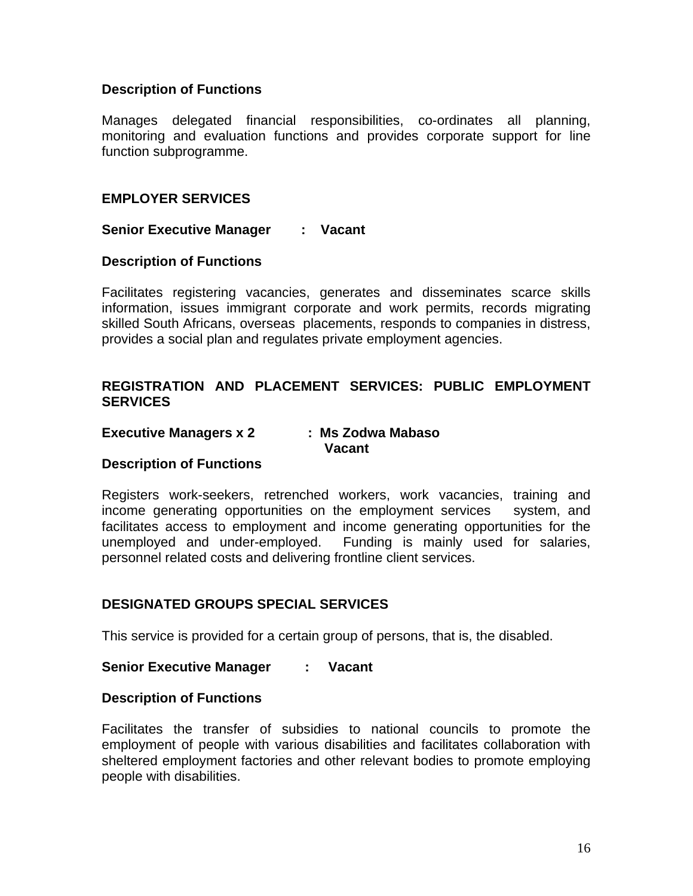**Description of Functions**

Manages delegated financial responsibilities, co-ordinates all planning, monitoring and evaluation functions and provides corporate support for line function subprogramme.

## EMPLOYER SERVICES

**Senior Executive Manager : Vacant**

**Description of Functions**

Facilitates registering vacancies, generates and disseminates scarce skills information, issues immigrant corporate and work permits, records migrating skilled South Africans, overseas placements, responds to companies in distress, provides a social plan and regulates private employment agencies.

## REGISTRATION AND PLACEMENT SERVICES: PUBLIC EMPLOYMENT SERVICES

**Executive Managers x 2 : Ms Zodwa Mabaso**
**Vacant**

**Description of Functions**

Registers work-seekers, retrenched workers, work vacancies, training and income generating opportunities on the employment services system, and facilitates access to employment and income generating opportunities for the unemployed and under-employed. Funding is mainly used for salaries, personnel related costs and delivering frontline client services.

## DESIGNATED GROUPS SPECIAL SERVICES

This service is provided for a certain group of persons, that is, the disabled.

**Senior Executive Manager : Vacant**

**Description of Functions**

Facilitates the transfer of subsidies to national councils to promote the employment of people with various disabilities and facilitates collaboration with sheltered employment factories and other relevant bodies to promote employing people with disabilities.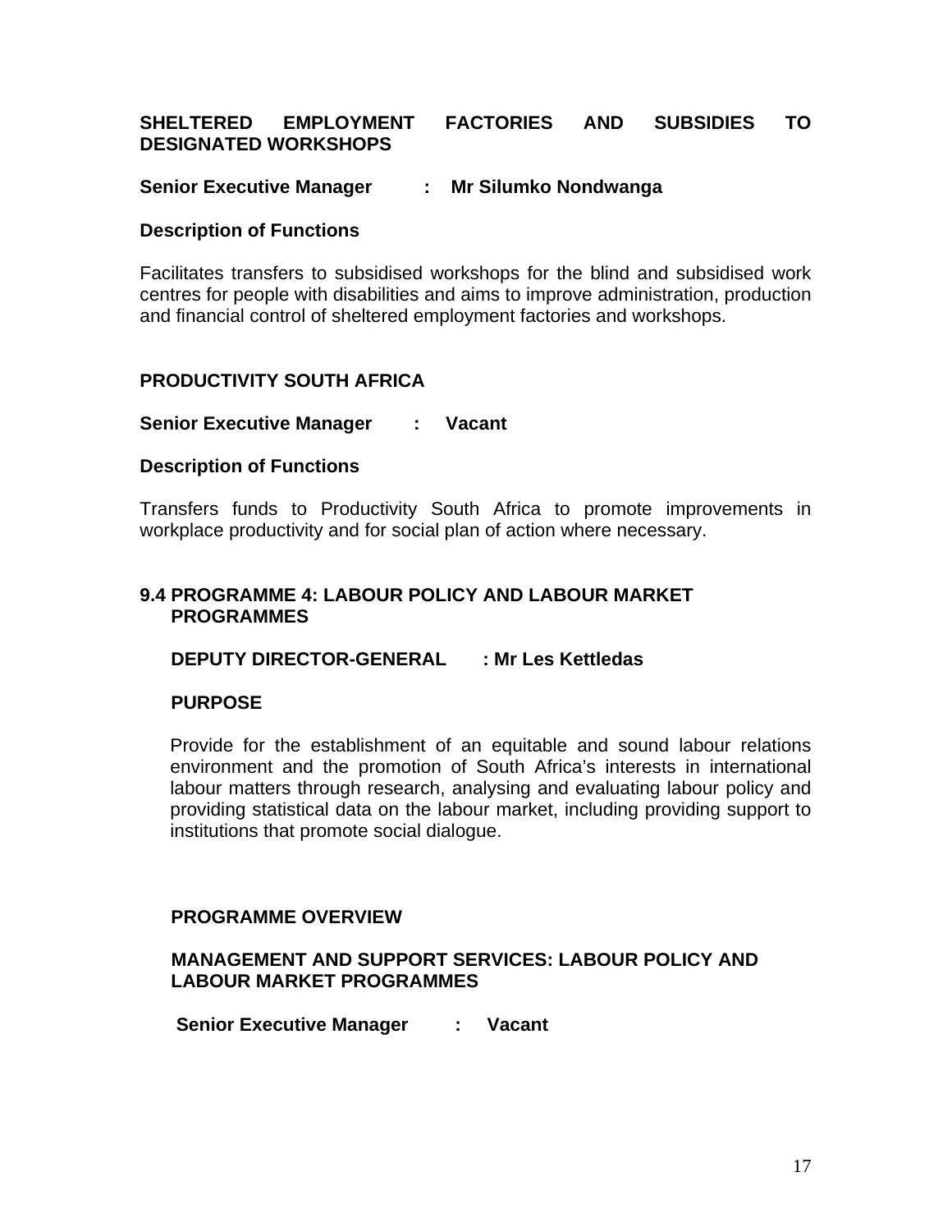**SHELTERED EMPLOYMENT FACTORIES AND SUBSIDIES TO DESIGNATED WORKSHOPS**

**Senior Executive Manager : Mr Silumko Nondwanga**

**Description of Functions**

Facilitates transfers to subsidised workshops for the blind and subsidised work centres for people with disabilities and aims to improve administration, production and financial control of sheltered employment factories and workshops.

**PRODUCTIVITY SOUTH AFRICA**

**Senior Executive Manager : Vacant**

**Description of Functions**

Transfers funds to Productivity South Africa to promote improvements in workplace productivity and for social plan of action where necessary.

## 9.4 PROGRAMME 4: LABOUR POLICY AND LABOUR MARKET PROGRAMMES

**DEPUTY DIRECTOR-GENERAL : Mr Les Kettledas**

**PURPOSE**

Provide for the establishment of an equitable and sound labour relations environment and the promotion of South Africa's interests in international labour matters through research, analysing and evaluating labour policy and providing statistical data on the labour market, including providing support to institutions that promote social dialogue.

**PROGRAMME OVERVIEW**

**MANAGEMENT AND SUPPORT SERVICES: LABOUR POLICY AND LABOUR MARKET PROGRAMMES**

**Senior Executive Manager : Vacant**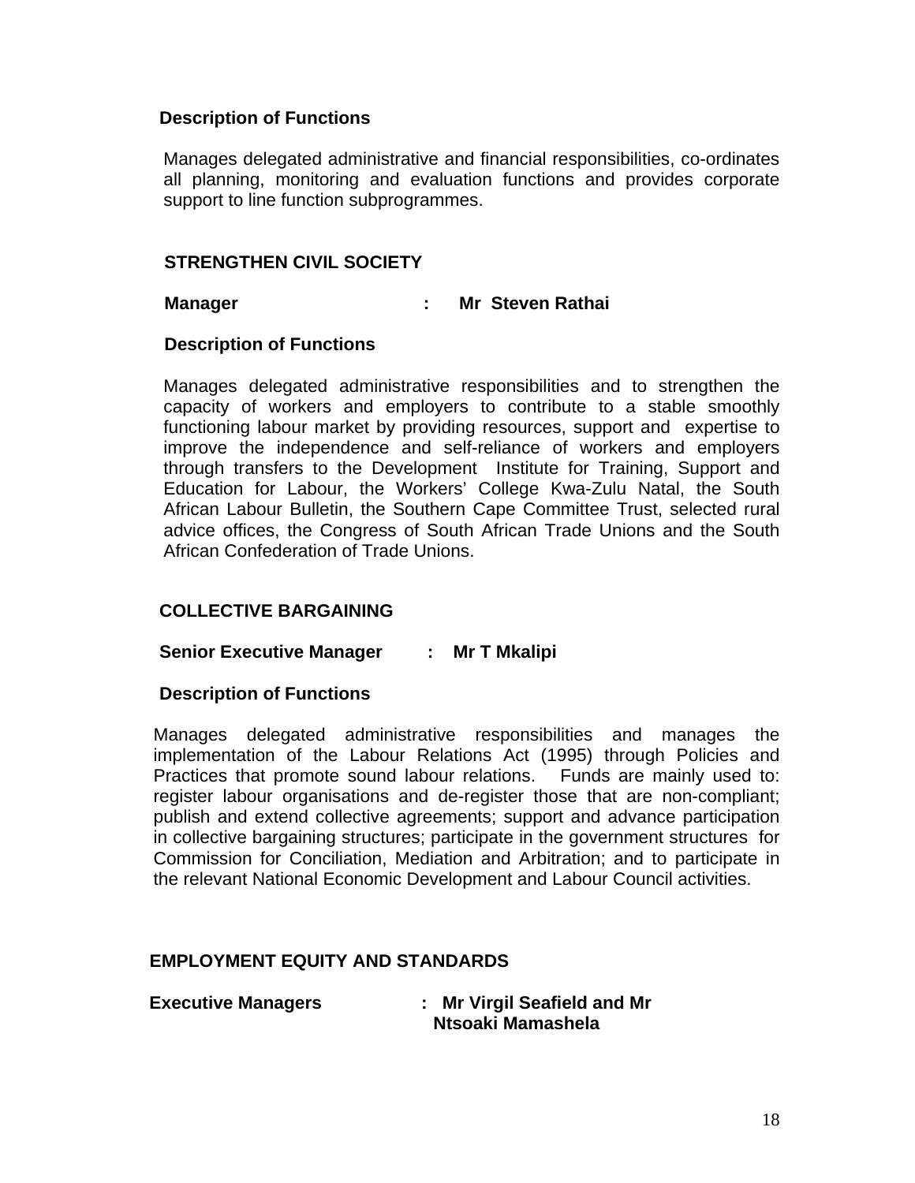**Description of Functions**

Manages delegated administrative and financial responsibilities, co-ordinates all planning, monitoring and evaluation functions and provides corporate support to line function subprogrammes.

## STRENGTHEN CIVIL SOCIETY

**Manager : Mr Steven Rathai**

**Description of Functions**

Manages delegated administrative responsibilities and to strengthen the capacity of workers and employers to contribute to a stable smoothly functioning labour market by providing resources, support and expertise to improve the independence and self-reliance of workers and employers through transfers to the Development Institute for Training, Support and Education for Labour, the Workers' College Kwa-Zulu Natal, the South African Labour Bulletin, the Southern Cape Committee Trust, selected rural advice offices, the Congress of South African Trade Unions and the South African Confederation of Trade Unions.

## COLLECTIVE BARGAINING

**Senior Executive Manager : Mr T Mkalipi**

**Description of Functions**

Manages delegated administrative responsibilities and manages the implementation of the Labour Relations Act (1995) through Policies and Practices that promote sound labour relations. Funds are mainly used to: register labour organisations and de-register those that are non-compliant; publish and extend collective agreements; support and advance participation in collective bargaining structures; participate in the government structures for Commission for Conciliation, Mediation and Arbitration; and to participate in the relevant National Economic Development and Labour Council activities.

## EMPLOYMENT EQUITY AND STANDARDS

**Executive Managers : Mr Virgil Seafield and Mr Ntsoaki Mamashela**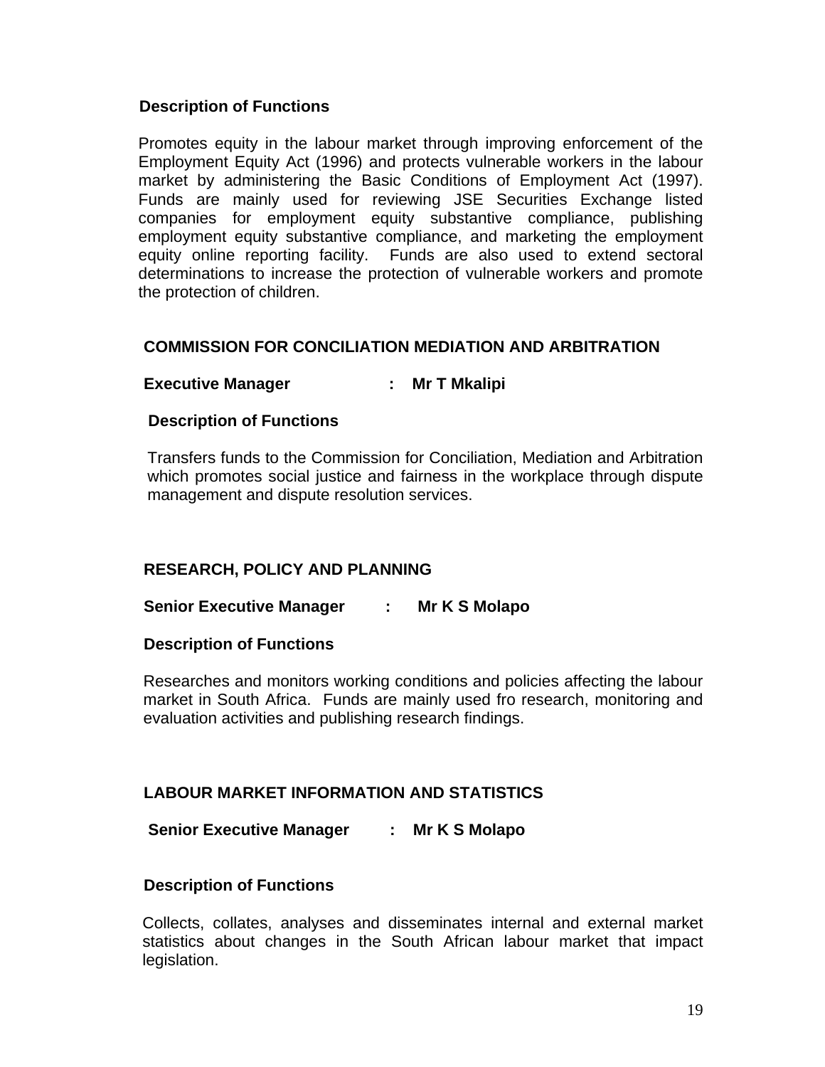**Description of Functions**

Promotes equity in the labour market through improving enforcement of the Employment Equity Act (1996) and protects vulnerable workers in the labour market by administering the Basic Conditions of Employment Act (1997). Funds are mainly used for reviewing JSE Securities Exchange listed companies for employment equity substantive compliance, publishing employment equity substantive compliance, and marketing the employment equity online reporting facility. Funds are also used to extend sectoral determinations to increase the protection of vulnerable workers and promote the protection of children.

## COMMISSION FOR CONCILIATION MEDIATION AND ARBITRATION

**Executive Manager : Mr T Mkalipi**

**Description of Functions**

Transfers funds to the Commission for Conciliation, Mediation and Arbitration which promotes social justice and fairness in the workplace through dispute management and dispute resolution services.

## RESEARCH, POLICY AND PLANNING

**Senior Executive Manager : Mr K S Molapo**

**Description of Functions**

Researches and monitors working conditions and policies affecting the labour market in South Africa. Funds are mainly used fro research, monitoring and evaluation activities and publishing research findings.

## LABOUR MARKET INFORMATION AND STATISTICS

**Senior Executive Manager : Mr K S Molapo**

**Description of Functions**

Collects, collates, analyses and disseminates internal and external market statistics about changes in the South African labour market that impact legislation.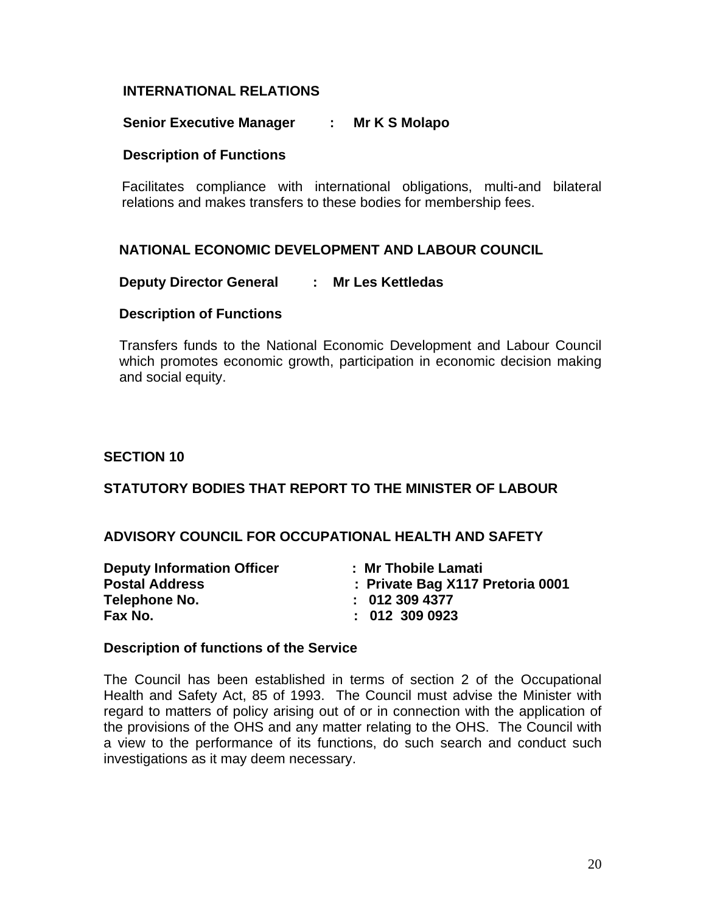### INTERNATIONAL RELATIONS

**Senior Executive Manager : Mr K S Molapo**

**Description of Functions**

Facilitates compliance with international obligations, multi-and bilateral relations and makes transfers to these bodies for membership fees.

### NATIONAL ECONOMIC DEVELOPMENT AND LABOUR COUNCIL

**Deputy Director General : Mr Les Kettledas**

**Description of Functions**

Transfers funds to the National Economic Development and Labour Council which promotes economic growth, participation in economic decision making and social equity.

## SECTION 10

## STATUTORY BODIES THAT REPORT TO THE MINISTER OF LABOUR

### ADVISORY COUNCIL FOR OCCUPATIONAL HEALTH AND SAFETY

**Deputy Information Officer : Mr Thobile Lamati**
**Postal Address : Private Bag X117 Pretoria 0001**
**Telephone No. : 012 309 4377**
**Fax No. : 012 309 0923**

**Description of functions of the Service**

The Council has been established in terms of section 2 of the Occupational Health and Safety Act, 85 of 1993. The Council must advise the Minister with regard to matters of policy arising out of or in connection with the application of the provisions of the OHS and any matter relating to the OHS. The Council with a view to the performance of its functions, do such search and conduct such investigations as it may deem necessary.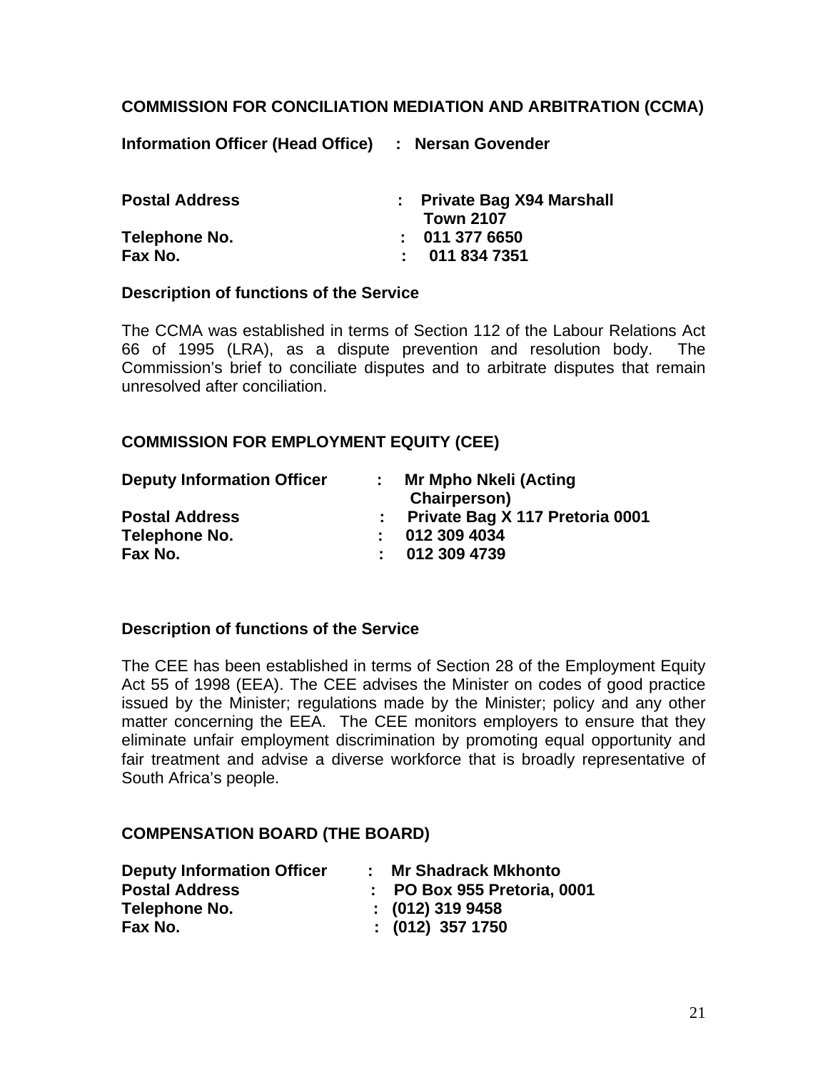**COMMISSION FOR CONCILIATION MEDIATION AND ARBITRATION (CCMA)**

**Information Officer (Head Office) : Nersan Govender**

**Postal Address : Private Bag X94 Marshall Town 2107**
**Telephone No. : 011 377 6650**
**Fax No. : 011 834 7351**

**Description of functions of the Service**

The CCMA was established in terms of Section 112 of the Labour Relations Act 66 of 1995 (LRA), as a dispute prevention and resolution body. The Commission's brief to conciliate disputes and to arbitrate disputes that remain unresolved after conciliation.

**COMMISSION FOR EMPLOYMENT EQUITY (CEE)**

**Deputy Information Officer : Mr Mpho Nkeli (Acting Chairperson)**
**Postal Address : Private Bag X 117 Pretoria 0001**
**Telephone No. : 012 309 4034**
**Fax No. : 012 309 4739**

**Description of functions of the Service**

The CEE has been established in terms of Section 28 of the Employment Equity Act 55 of 1998 (EEA). The CEE advises the Minister on codes of good practice issued by the Minister; regulations made by the Minister; policy and any other matter concerning the EEA. The CEE monitors employers to ensure that they eliminate unfair employment discrimination by promoting equal opportunity and fair treatment and advise a diverse workforce that is broadly representative of South Africa's people.

**COMPENSATION BOARD (THE BOARD)**

**Deputy Information Officer : Mr Shadrack Mkhonto**
**Postal Address : PO Box 955 Pretoria, 0001**
**Telephone No. : (012) 319 9458**
**Fax No. : (012) 357 1750**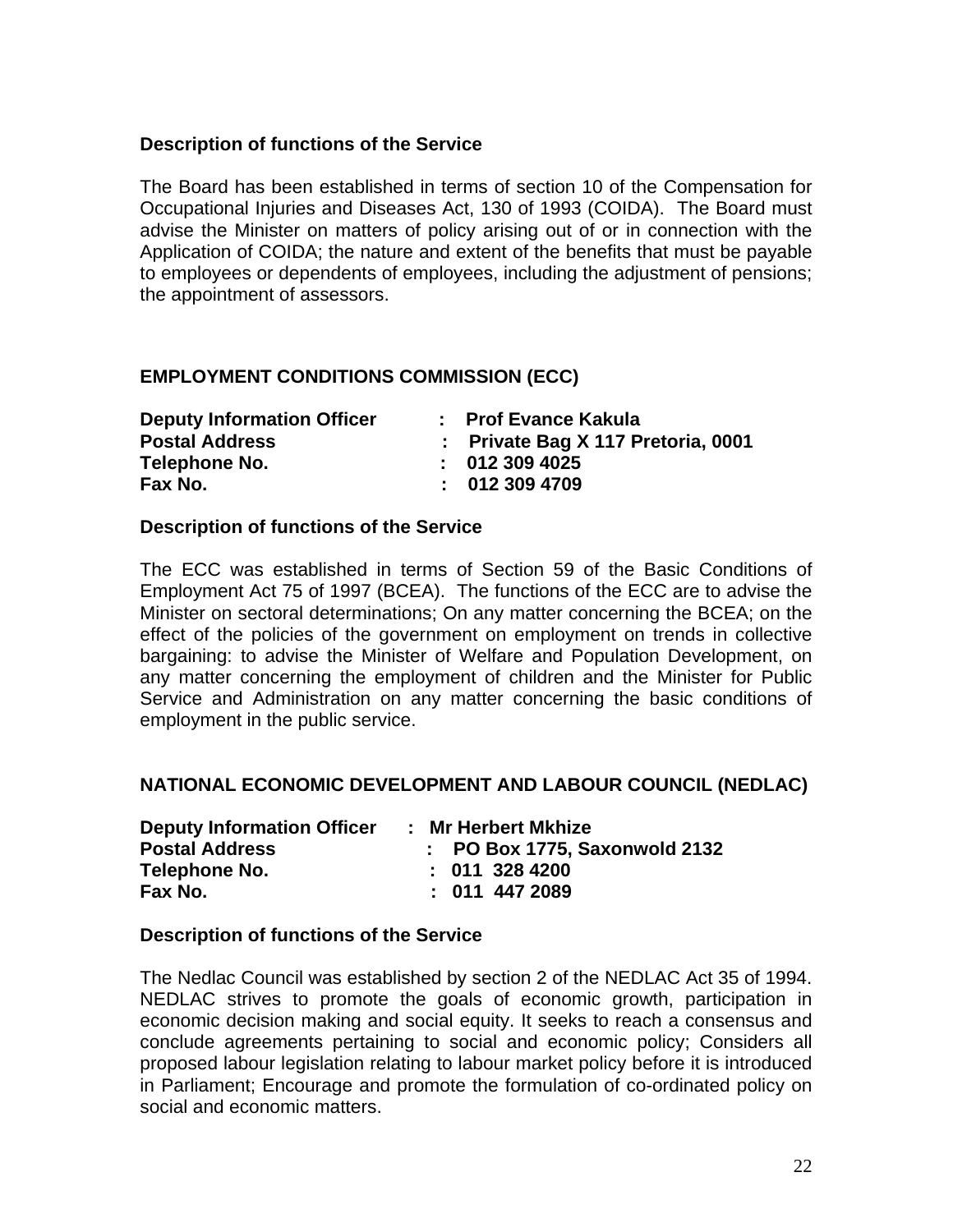**Description of functions of the Service**

The Board has been established in terms of section 10 of the Compensation for Occupational Injuries and Diseases Act, 130 of 1993 (COIDA). The Board must advise the Minister on matters of policy arising out of or in connection with the Application of COIDA; the nature and extent of the benefits that must be payable to employees or dependents of employees, including the adjustment of pensions; the appointment of assessors.

**EMPLOYMENT CONDITIONS COMMISSION (ECC)**

**Deputy Information Officer : Prof Evance Kakula**
**Postal Address : Private Bag X 117 Pretoria, 0001**
**Telephone No. : 012 309 4025**
**Fax No. : 012 309 4709**

**Description of functions of the Service**

The ECC was established in terms of Section 59 of the Basic Conditions of Employment Act 75 of 1997 (BCEA). The functions of the ECC are to advise the Minister on sectoral determinations; On any matter concerning the BCEA; on the effect of the policies of the government on employment on trends in collective bargaining: to advise the Minister of Welfare and Population Development, on any matter concerning the employment of children and the Minister for Public Service and Administration on any matter concerning the basic conditions of employment in the public service.

**NATIONAL ECONOMIC DEVELOPMENT AND LABOUR COUNCIL (NEDLAC)**

**Deputy Information Officer : Mr Herbert Mkhize**
**Postal Address : PO Box 1775, Saxonwold 2132**
**Telephone No. : 011 328 4200**
**Fax No. : 011 447 2089**

**Description of functions of the Service**

The Nedlac Council was established by section 2 of the NEDLAC Act 35 of 1994. NEDLAC strives to promote the goals of economic growth, participation in economic decision making and social equity. It seeks to reach a consensus and conclude agreements pertaining to social and economic policy; Considers all proposed labour legislation relating to labour market policy before it is introduced in Parliament; Encourage and promote the formulation of co-ordinated policy on social and economic matters.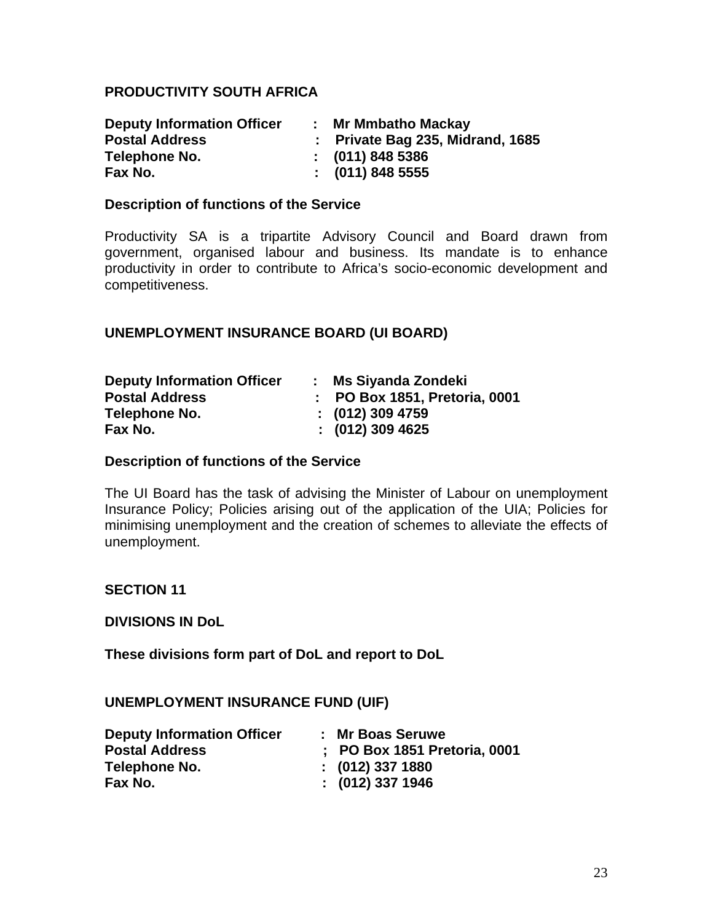**PRODUCTIVITY SOUTH AFRICA**

**Deputy Information Officer : Mr Mmbatho Mackay**
**Postal Address : Private Bag 235, Midrand, 1685**
**Telephone No. : (011) 848 5386**
**Fax No. : (011) 848 5555**

**Description of functions of the Service**

Productivity SA is a tripartite Advisory Council and Board drawn from government, organised labour and business. Its mandate is to enhance productivity in order to contribute to Africa's socio-economic development and competitiveness.

**UNEMPLOYMENT INSURANCE BOARD (UI BOARD)**

**Deputy Information Officer : Ms Siyanda Zondeki**
**Postal Address : PO Box 1851, Pretoria, 0001**
**Telephone No. : (012) 309 4759**
**Fax No. : (012) 309 4625**

**Description of functions of the Service**

The UI Board has the task of advising the Minister of Labour on unemployment Insurance Policy; Policies arising out of the application of the UIA; Policies for minimising unemployment and the creation of schemes to alleviate the effects of unemployment.

**SECTION 11**

**DIVISIONS IN DoL**

**These divisions form part of DoL and report to DoL**

**UNEMPLOYMENT INSURANCE FUND (UIF)**

**Deputy Information Officer : Mr Boas Seruwe**
**Postal Address ; PO Box 1851 Pretoria, 0001**
**Telephone No. : (012) 337 1880**
**Fax No. : (012) 337 1946**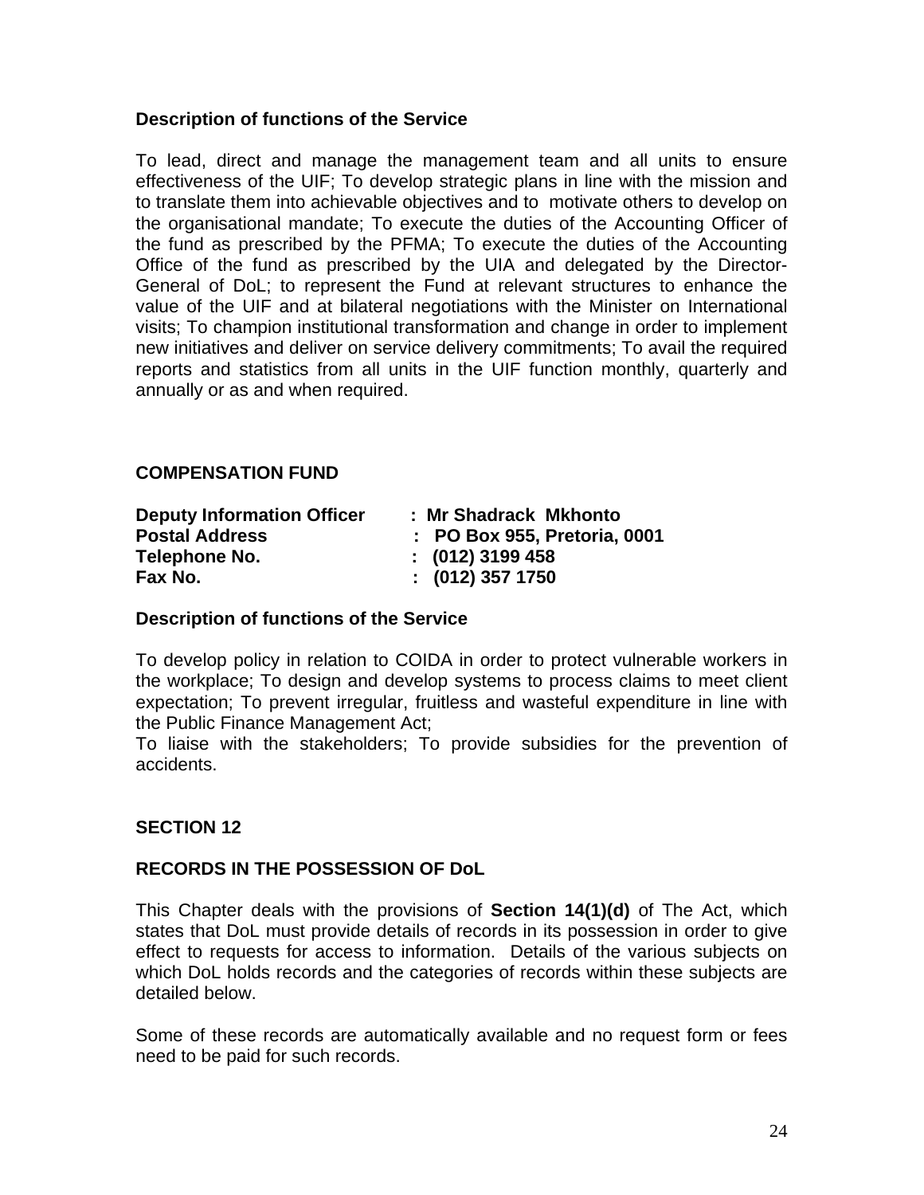**Description of functions of the Service**

To lead, direct and manage the management team and all units to ensure effectiveness of the UIF; To develop strategic plans in line with the mission and to translate them into achievable objectives and to motivate others to develop on the organisational mandate; To execute the duties of the Accounting Officer of the fund as prescribed by the PFMA; To execute the duties of the Accounting Office of the fund as prescribed by the UIA and delegated by the Director-General of DoL; to represent the Fund at relevant structures to enhance the value of the UIF and at bilateral negotiations with the Minister on International visits; To champion institutional transformation and change in order to implement new initiatives and deliver on service delivery commitments; To avail the required reports and statistics from all units in the UIF function monthly, quarterly and annually or as and when required.

**COMPENSATION FUND**

**Deputy Information Officer : Mr Shadrack Mkhonto**
**Postal Address : PO Box 955, Pretoria, 0001**
**Telephone No. : (012) 3199 458**
**Fax No. : (012) 357 1750**

**Description of functions of the Service**

To develop policy in relation to COIDA in order to protect vulnerable workers in the workplace; To design and develop systems to process claims to meet client expectation; To prevent irregular, fruitless and wasteful expenditure in line with the Public Finance Management Act;
To liaise with the stakeholders; To provide subsidies for the prevention of accidents.

**SECTION 12**

**RECORDS IN THE POSSESSION OF DoL**

This Chapter deals with the provisions of **Section 14(1)(d)** of The Act, which states that DoL must provide details of records in its possession in order to give effect to requests for access to information. Details of the various subjects on which DoL holds records and the categories of records within these subjects are detailed below.

Some of these records are automatically available and no request form or fees need to be paid for such records.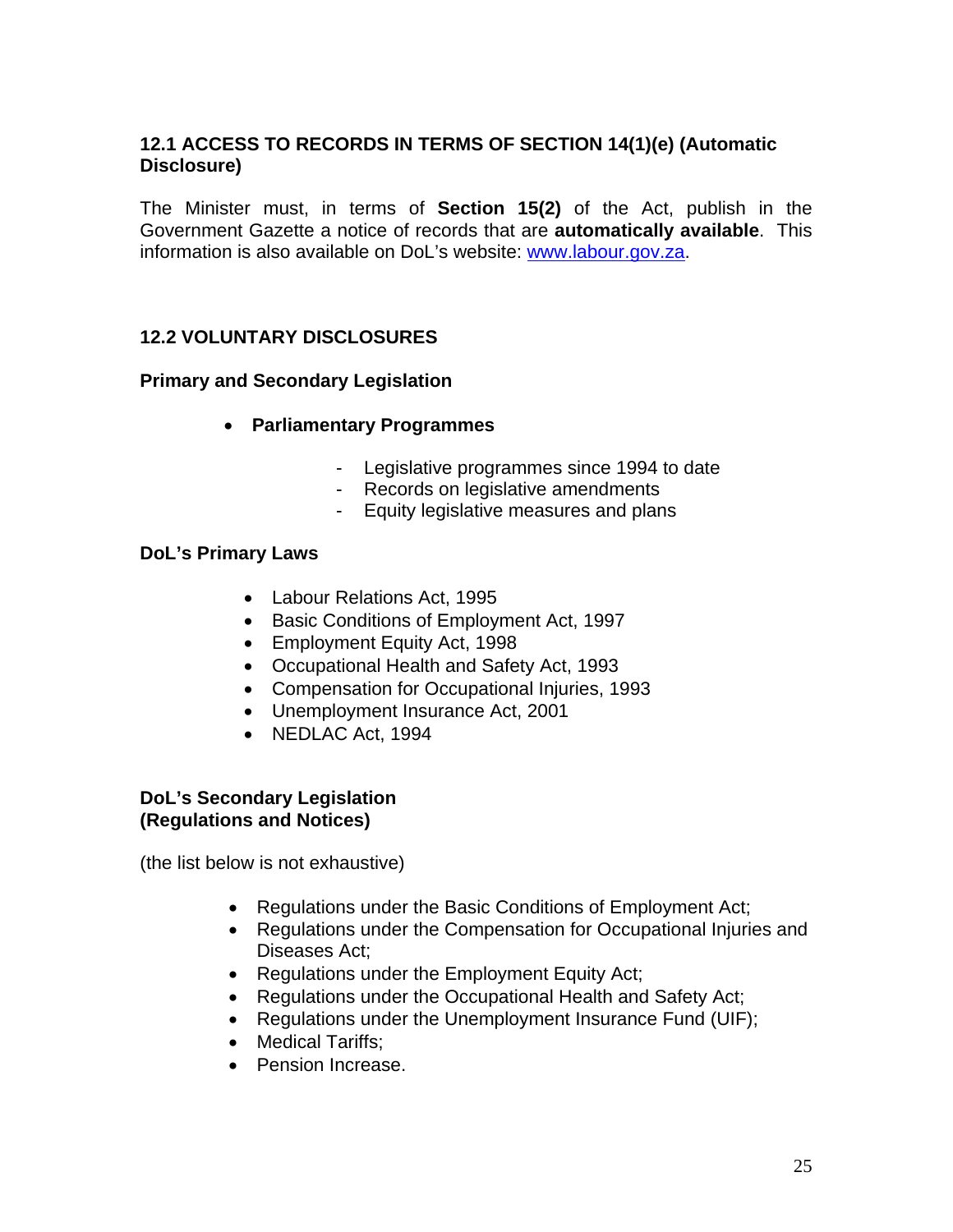## 12.1 ACCESS TO RECORDS IN TERMS OF SECTION 14(1)(e) (Automatic Disclosure)

The Minister must, in terms of **Section 15(2)** of the Act, publish in the Government Gazette a notice of records that are **automatically available**. This information is also available on DoL's website: www.labour.gov.za.

## 12.2 VOLUNTARY DISCLOSURES

### Primary and Secondary Legislation

- **Parliamentary Programmes**
  - Legislative programmes since 1994 to date
  - Records on legislative amendments
  - Equity legislative measures and plans

### DoL's Primary Laws

- Labour Relations Act, 1995
- Basic Conditions of Employment Act, 1997
- Employment Equity Act, 1998
- Occupational Health and Safety Act, 1993
- Compensation for Occupational Injuries, 1993
- Unemployment Insurance Act, 2001
- NEDLAC Act, 1994

### DoL's Secondary Legislation (Regulations and Notices)

(the list below is not exhaustive)

- Regulations under the Basic Conditions of Employment Act;
- Regulations under the Compensation for Occupational Injuries and Diseases Act;
- Regulations under the Employment Equity Act;
- Regulations under the Occupational Health and Safety Act;
- Regulations under the Unemployment Insurance Fund (UIF);
- Medical Tariffs;
- Pension Increase.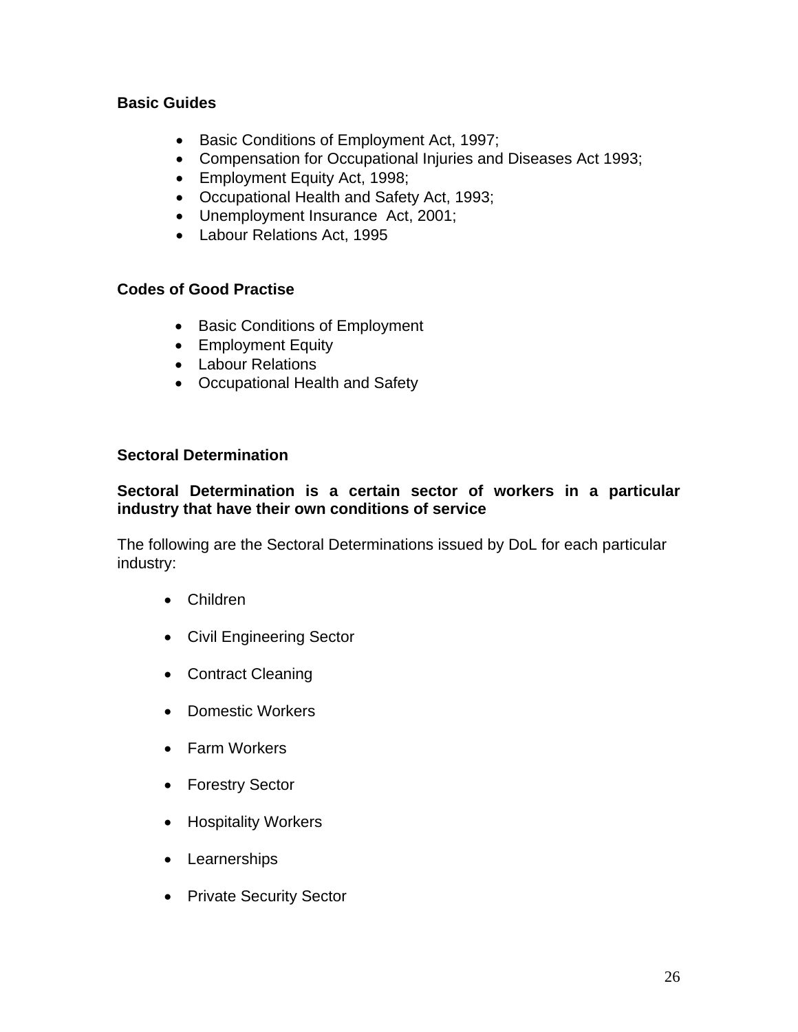**Basic Guides**

- Basic Conditions of Employment Act, 1997;
- Compensation for Occupational Injuries and Diseases Act 1993;
- Employment Equity Act, 1998;
- Occupational Health and Safety Act, 1993;
- Unemployment Insurance Act, 2001;
- Labour Relations Act, 1995

**Codes of Good Practise**

- Basic Conditions of Employment
- Employment Equity
- Labour Relations
- Occupational Health and Safety

**Sectoral Determination**

**Sectoral Determination is a certain sector of workers in a particular industry that have their own conditions of service**

The following are the Sectoral Determinations issued by DoL for each particular industry:

- Children
- Civil Engineering Sector
- Contract Cleaning
- Domestic Workers
- Farm Workers
- Forestry Sector
- Hospitality Workers
- Learnerships
- Private Security Sector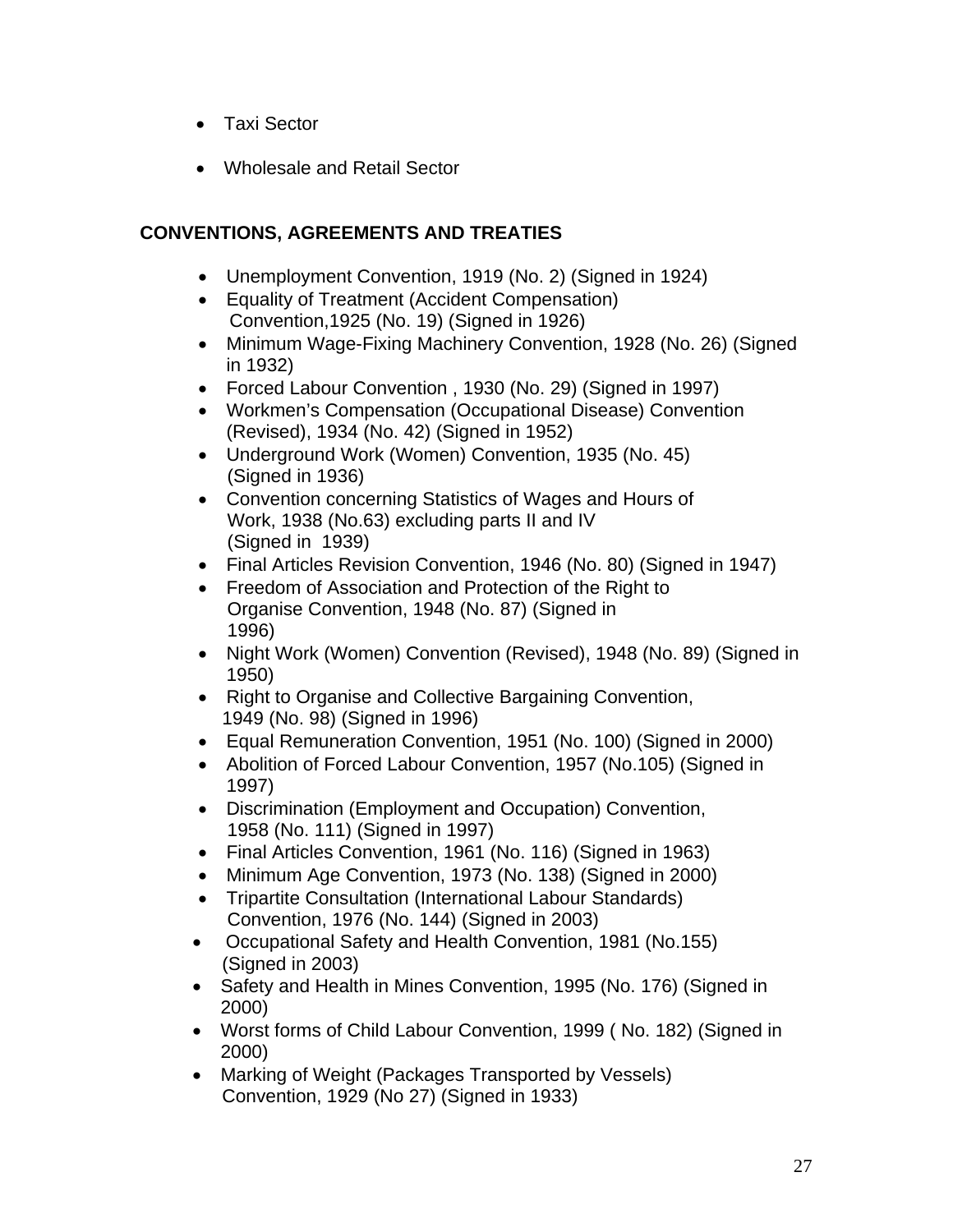- Taxi Sector
- Wholesale and Retail Sector

## CONVENTIONS, AGREEMENTS AND TREATIES

- Unemployment Convention, 1919 (No. 2) (Signed in 1924)
- Equality of Treatment (Accident Compensation) Convention,1925 (No. 19) (Signed in 1926)
- Minimum Wage-Fixing Machinery Convention, 1928 (No. 26) (Signed in 1932)
- Forced Labour Convention , 1930 (No. 29) (Signed in 1997)
- Workmen's Compensation (Occupational Disease) Convention (Revised), 1934 (No. 42) (Signed in 1952)
- Underground Work (Women) Convention, 1935 (No. 45) (Signed in 1936)
- Convention concerning Statistics of Wages and Hours of Work, 1938 (No.63) excluding parts II and IV (Signed in 1939)
- Final Articles Revision Convention, 1946 (No. 80) (Signed in 1947)
- Freedom of Association and Protection of the Right to Organise Convention, 1948 (No. 87) (Signed in 1996)
- Night Work (Women) Convention (Revised), 1948 (No. 89) (Signed in 1950)
- Right to Organise and Collective Bargaining Convention, 1949 (No. 98) (Signed in 1996)
- Equal Remuneration Convention, 1951 (No. 100) (Signed in 2000)
- Abolition of Forced Labour Convention, 1957 (No.105) (Signed in 1997)
- Discrimination (Employment and Occupation) Convention, 1958 (No. 111) (Signed in 1997)
- Final Articles Convention, 1961 (No. 116) (Signed in 1963)
- Minimum Age Convention, 1973 (No. 138) (Signed in 2000)
- Tripartite Consultation (International Labour Standards) Convention, 1976 (No. 144) (Signed in 2003)
- Occupational Safety and Health Convention, 1981 (No.155) (Signed in 2003)
- Safety and Health in Mines Convention, 1995 (No. 176) (Signed in 2000)
- Worst forms of Child Labour Convention, 1999 ( No. 182) (Signed in 2000)
- Marking of Weight (Packages Transported by Vessels) Convention, 1929 (No 27) (Signed in 1933)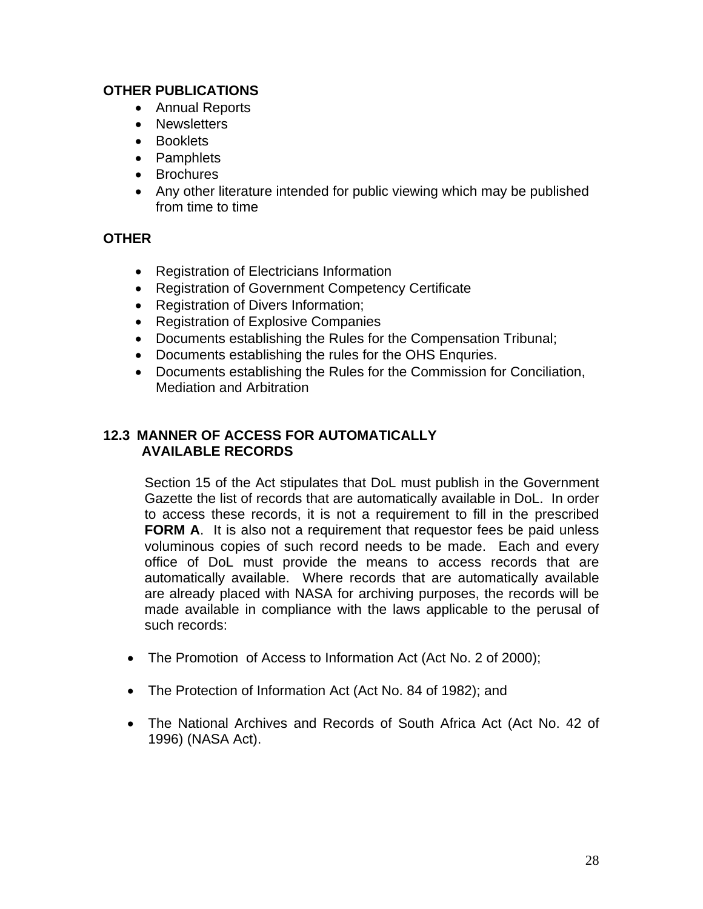**OTHER PUBLICATIONS**

- Annual Reports
- Newsletters
- Booklets
- Pamphlets
- Brochures
- Any other literature intended for public viewing which may be published from time to time

**OTHER**

- Registration of Electricians Information
- Registration of Government Competency Certificate
- Registration of Divers Information;
- Registration of Explosive Companies
- Documents establishing the Rules for the Compensation Tribunal;
- Documents establishing the rules for the OHS Enquries.
- Documents establishing the Rules for the Commission for Conciliation, Mediation and Arbitration

### 12.3 MANNER OF ACCESS FOR AUTOMATICALLY AVAILABLE RECORDS

Section 15 of the Act stipulates that DoL must publish in the Government Gazette the list of records that are automatically available in DoL. In order to access these records, it is not a requirement to fill in the prescribed **FORM A**. It is also not a requirement that requestor fees be paid unless voluminous copies of such record needs to be made. Each and every office of DoL must provide the means to access records that are automatically available. Where records that are automatically available are already placed with NASA for archiving purposes, the records will be made available in compliance with the laws applicable to the perusal of such records:

- The Promotion of Access to Information Act (Act No. 2 of 2000);
- The Protection of Information Act (Act No. 84 of 1982); and
- The National Archives and Records of South Africa Act (Act No. 42 of 1996) (NASA Act).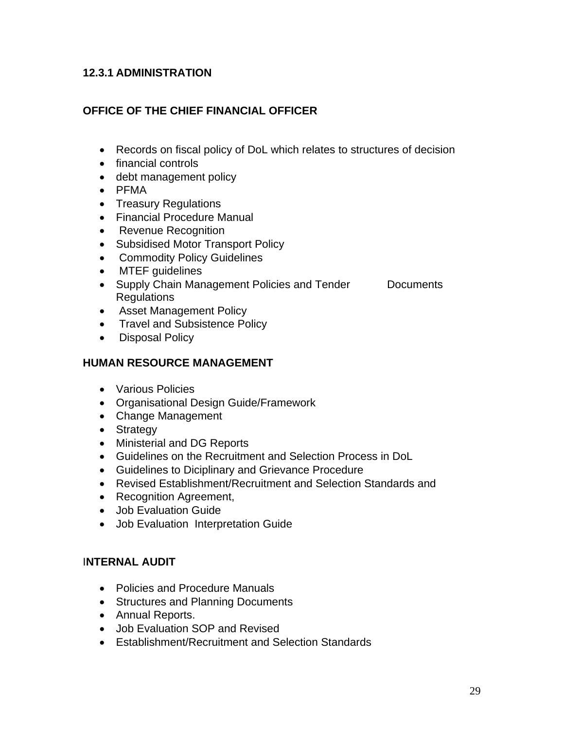### 12.3.1 ADMINISTRATION

**OFFICE OF THE CHIEF FINANCIAL OFFICER**

- Records on fiscal policy of DoL which relates to structures of decision
- financial controls
- debt management policy
- PFMA
- Treasury Regulations
- Financial Procedure Manual
- Revenue Recognition
- Subsidised Motor Transport Policy
- Commodity Policy Guidelines
- MTEF guidelines
- Supply Chain Management Policies and Tender Documents Regulations
- Asset Management Policy
- Travel and Subsistence Policy
- Disposal Policy

**HUMAN RESOURCE MANAGEMENT**

- Various Policies
- Organisational Design Guide/Framework
- Change Management
- Strategy
- Ministerial and DG Reports
- Guidelines on the Recruitment and Selection Process in DoL
- Guidelines to Diciplinary and Grievance Procedure
- Revised Establishment/Recruitment and Selection Standards and
- Recognition Agreement,
- Job Evaluation Guide
- Job Evaluation Interpretation Guide

**INTERNAL AUDIT**

- Policies and Procedure Manuals
- Structures and Planning Documents
- Annual Reports.
- Job Evaluation SOP and Revised
- Establishment/Recruitment and Selection Standards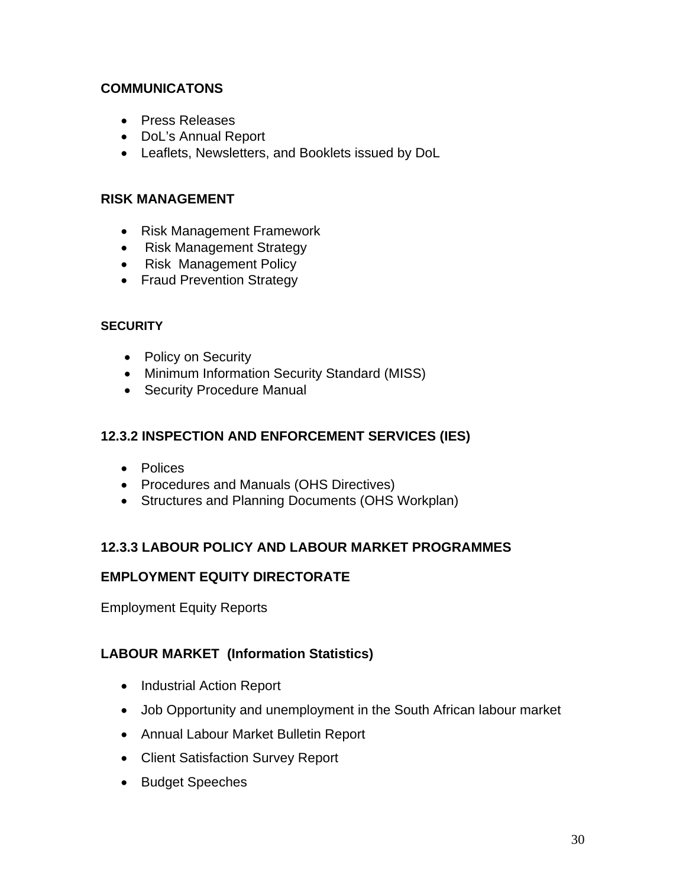**COMMUNICATONS**

- Press Releases
- DoL's Annual Report
- Leaflets, Newsletters, and Booklets issued by DoL

**RISK MANAGEMENT**

- Risk Management Framework
- Risk Management Strategy
- Risk Management Policy
- Fraud Prevention Strategy

**SECURITY**

- Policy on Security
- Minimum Information Security Standard (MISS)
- Security Procedure Manual

## 12.3.2 INSPECTION AND ENFORCEMENT SERVICES (IES)

- Polices
- Procedures and Manuals (OHS Directives)
- Structures and Planning Documents (OHS Workplan)

## 12.3.3 LABOUR POLICY AND LABOUR MARKET PROGRAMMES

**EMPLOYMENT EQUITY DIRECTORATE**

Employment Equity Reports

**LABOUR MARKET (Information Statistics)**

- Industrial Action Report
- Job Opportunity and unemployment in the South African labour market
- Annual Labour Market Bulletin Report
- Client Satisfaction Survey Report
- Budget Speeches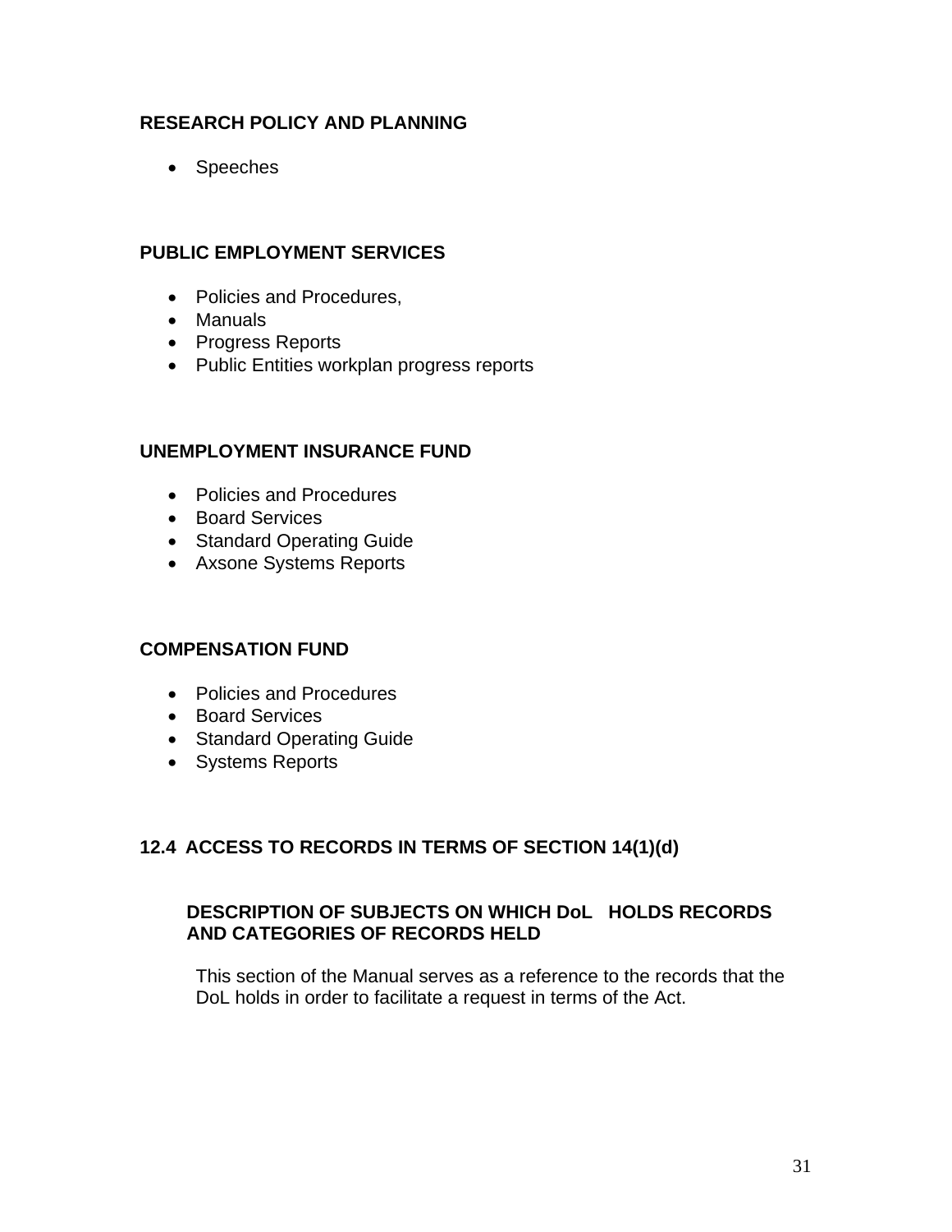**RESEARCH POLICY AND PLANNING**

- Speeches

**PUBLIC EMPLOYMENT SERVICES**

- Policies and Procedures,
- Manuals
- Progress Reports
- Public Entities workplan progress reports

**UNEMPLOYMENT INSURANCE FUND**

- Policies and Procedures
- Board Services
- Standard Operating Guide
- Axsone Systems Reports

**COMPENSATION FUND**

- Policies and Procedures
- Board Services
- Standard Operating Guide
- Systems Reports

## 12.4 ACCESS TO RECORDS IN TERMS OF SECTION 14(1)(d)

### DESCRIPTION OF SUBJECTS ON WHICH DoL HOLDS RECORDS AND CATEGORIES OF RECORDS HELD

This section of the Manual serves as a reference to the records that the DoL holds in order to facilitate a request in terms of the Act.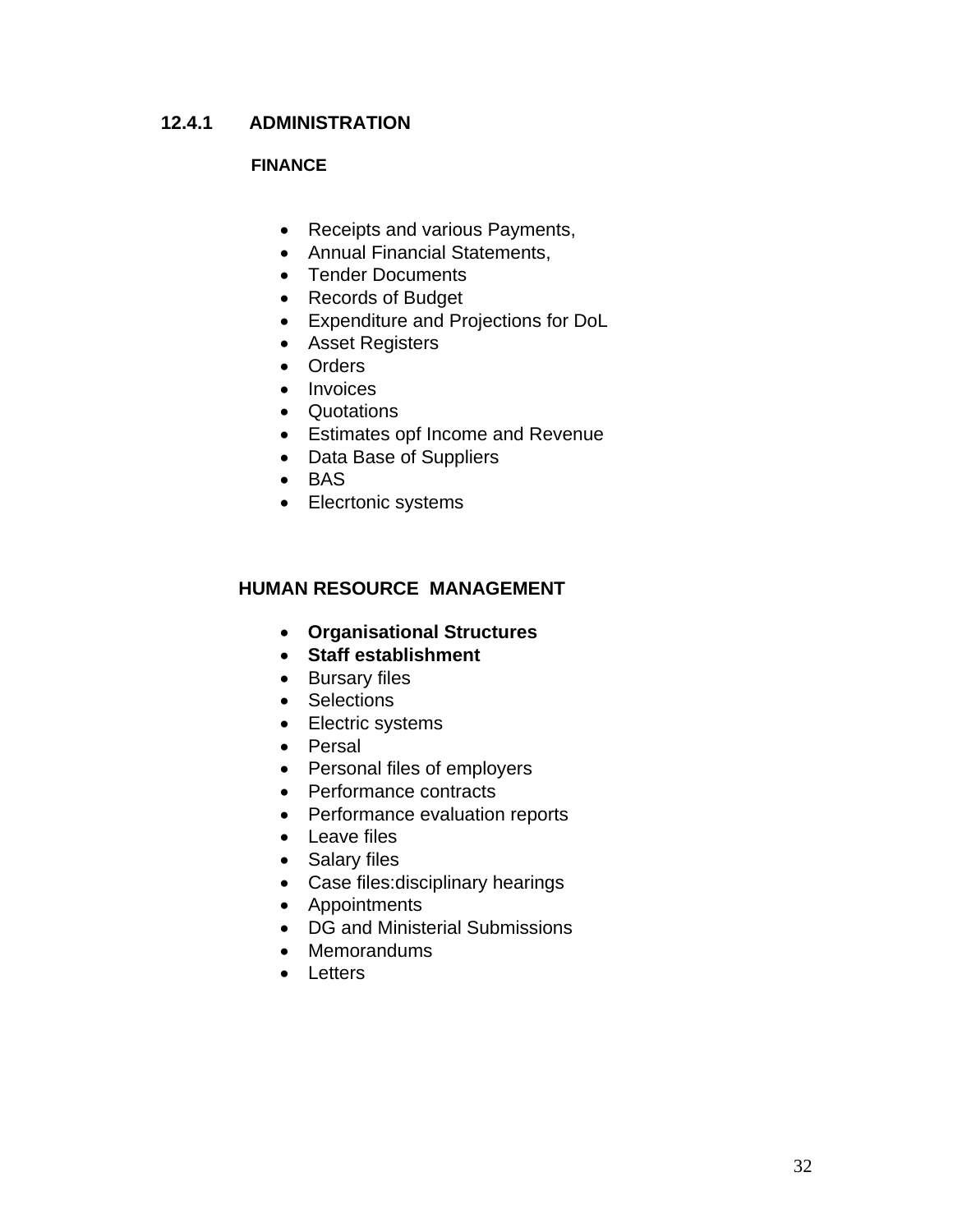### 12.4.1 ADMINISTRATION

**FINANCE**

- Receipts and various Payments,
- Annual Financial Statements,
- Tender Documents
- Records of Budget
- Expenditure and Projections for DoL
- Asset Registers
- Orders
- Invoices
- Quotations
- Estimates opf Income and Revenue
- Data Base of Suppliers
- BAS
- Elecrtonic systems

**HUMAN RESOURCE MANAGEMENT**

- **Organisational Structures**
- **Staff establishment**
- Bursary files
- Selections
- Electric systems
- Persal
- Personal files of employers
- Performance contracts
- Performance evaluation reports
- Leave files
- Salary files
- Case files:disciplinary hearings
- Appointments
- DG and Ministerial Submissions
- Memorandums
- Letters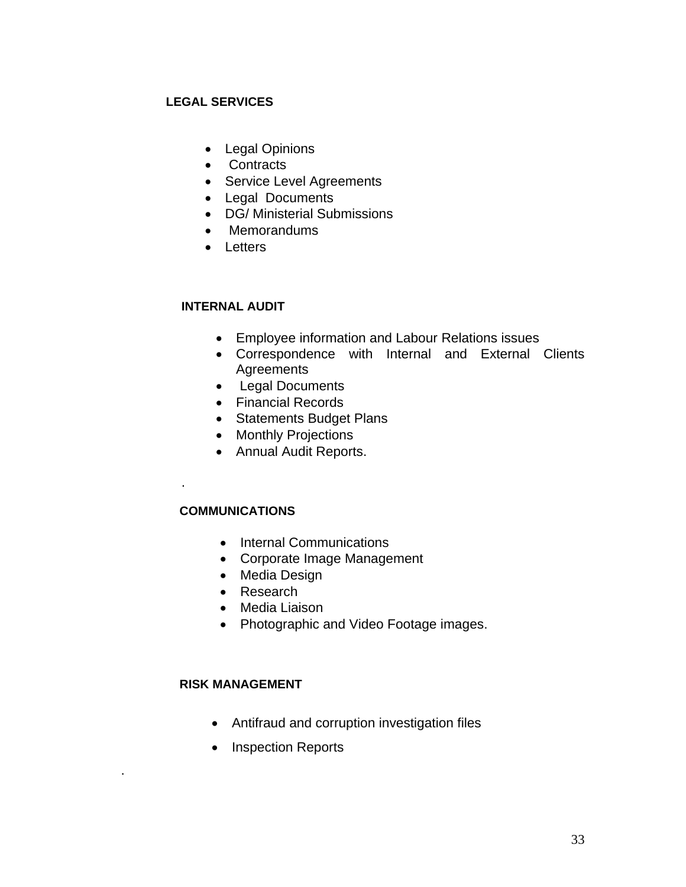**LEGAL SERVICES**

- Legal Opinions
- Contracts
- Service Level Agreements
- Legal Documents
- DG/ Ministerial Submissions
- Memorandums
- Letters

**INTERNAL AUDIT**

- Employee information and Labour Relations issues
- Correspondence with Internal and External Clients Agreements
- Legal Documents
- Financial Records
- Statements Budget Plans
- Monthly Projections
- Annual Audit Reports.

.

**COMMUNICATIONS**

- Internal Communications
- Corporate Image Management
- Media Design
- Research
- Media Liaison
- Photographic and Video Footage images.

**RISK MANAGEMENT**

- Antifraud and corruption investigation files
- Inspection Reports

.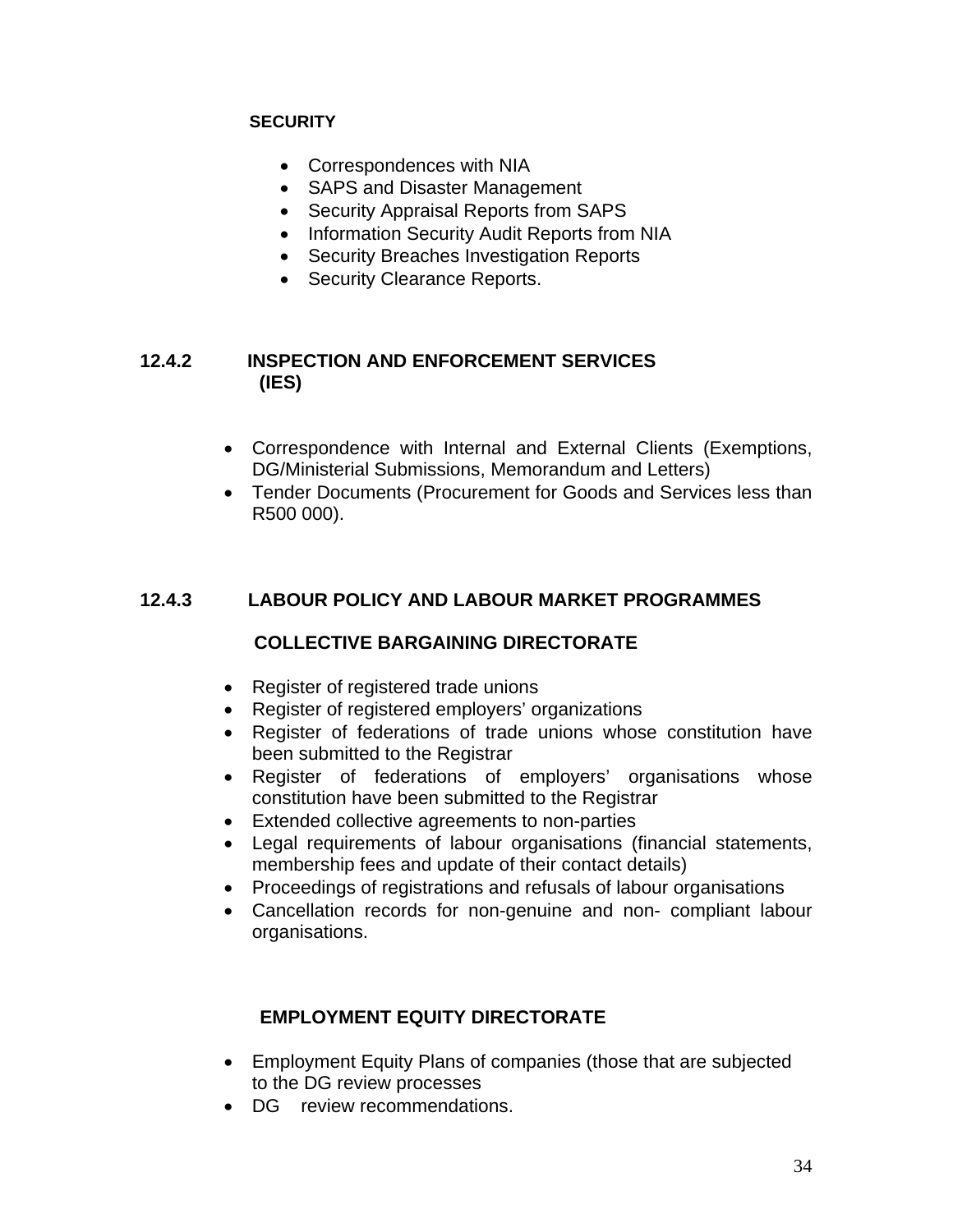**SECURITY**

- Correspondences with NIA
- SAPS and Disaster Management
- Security Appraisal Reports from SAPS
- Information Security Audit Reports from NIA
- Security Breaches Investigation Reports
- Security Clearance Reports.

### 12.4.2 INSPECTION AND ENFORCEMENT SERVICES (IES)

- Correspondence with Internal and External Clients (Exemptions, DG/Ministerial Submissions, Memorandum and Letters)
- Tender Documents (Procurement for Goods and Services less than R500 000).

### 12.4.3 LABOUR POLICY AND LABOUR MARKET PROGRAMMES

**COLLECTIVE BARGAINING DIRECTORATE**

- Register of registered trade unions
- Register of registered employers' organizations
- Register of federations of trade unions whose constitution have been submitted to the Registrar
- Register of federations of employers' organisations whose constitution have been submitted to the Registrar
- Extended collective agreements to non-parties
- Legal requirements of labour organisations (financial statements, membership fees and update of their contact details)
- Proceedings of registrations and refusals of labour organisations
- Cancellation records for non-genuine and non- compliant labour organisations.

**EMPLOYMENT EQUITY DIRECTORATE**

- Employment Equity Plans of companies (those that are subjected to the DG review processes
- DG review recommendations.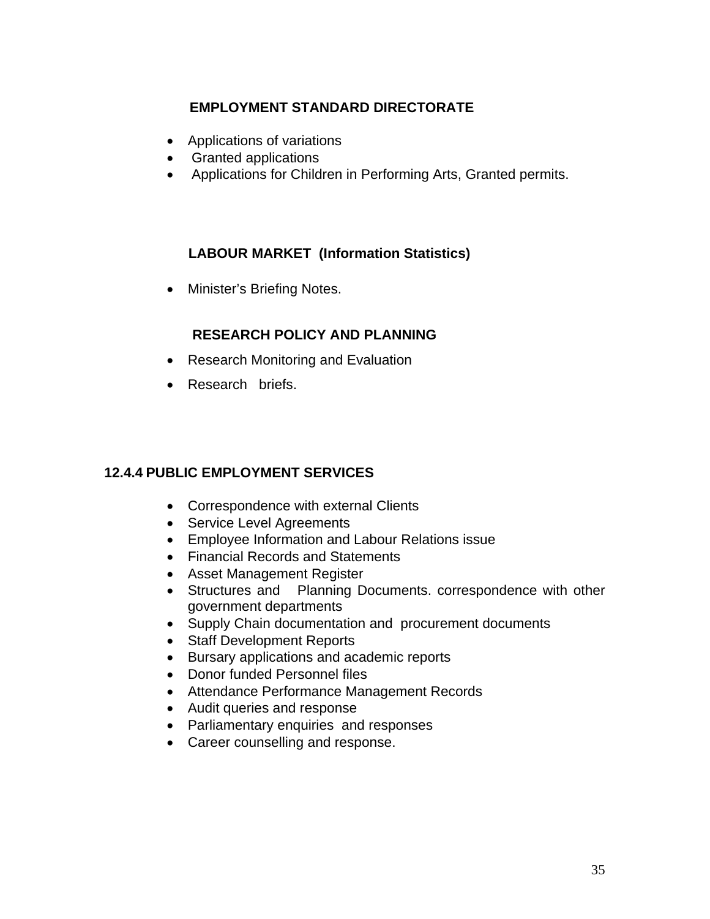**EMPLOYMENT STANDARD DIRECTORATE**

- Applications of variations
- Granted applications
- Applications for Children in Performing Arts, Granted permits.

**LABOUR MARKET (Information Statistics)**

- Minister's Briefing Notes.

**RESEARCH POLICY AND PLANNING**

- Research Monitoring and Evaluation
- Research briefs.

### 12.4.4 PUBLIC EMPLOYMENT SERVICES

- Correspondence with external Clients
- Service Level Agreements
- Employee Information and Labour Relations issue
- Financial Records and Statements
- Asset Management Register
- Structures and Planning Documents. correspondence with other government departments
- Supply Chain documentation and procurement documents
- Staff Development Reports
- Bursary applications and academic reports
- Donor funded Personnel files
- Attendance Performance Management Records
- Audit queries and response
- Parliamentary enquiries and responses
- Career counselling and response.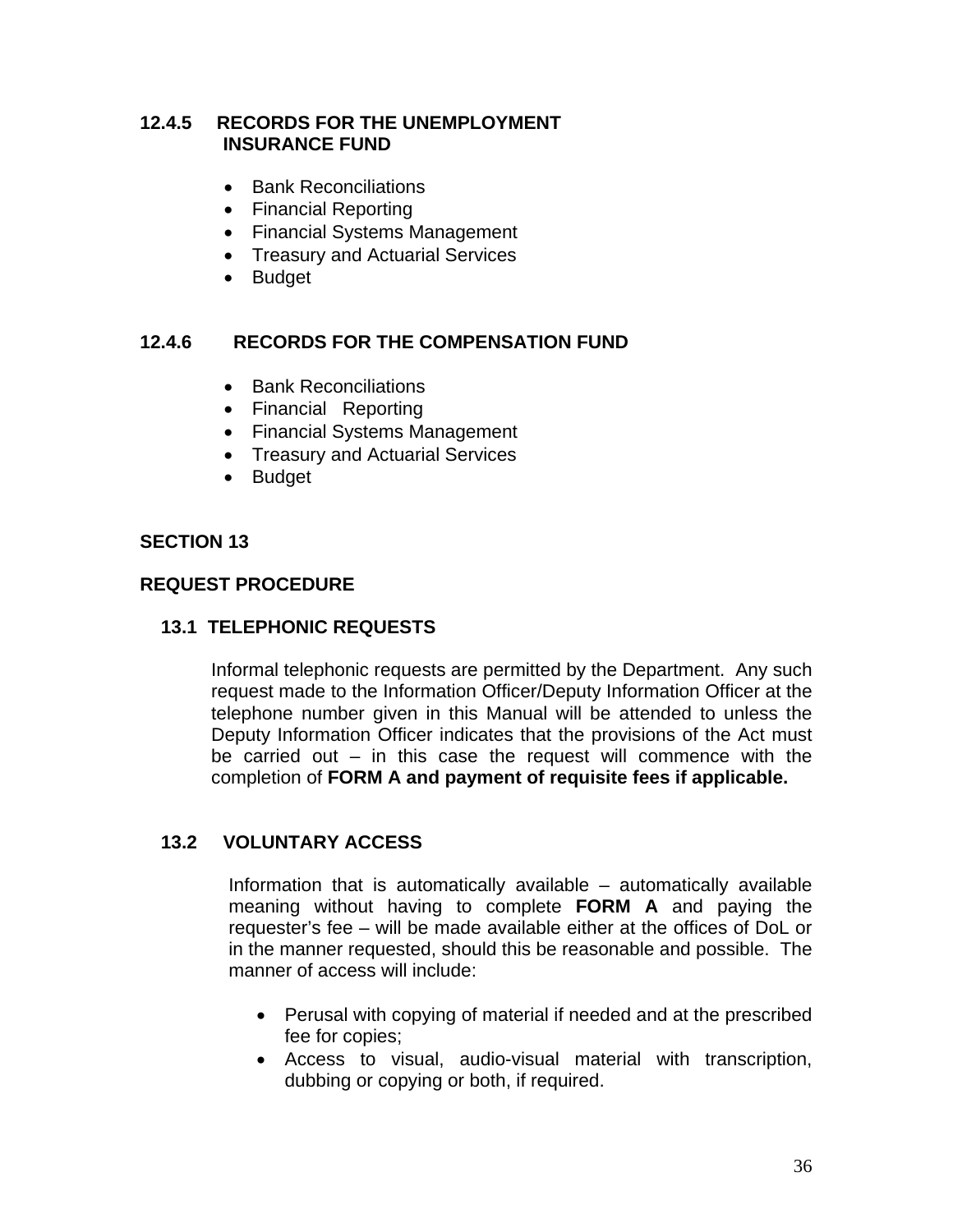### 12.4.5 RECORDS FOR THE UNEMPLOYMENT INSURANCE FUND

- Bank Reconciliations
- Financial Reporting
- Financial Systems Management
- Treasury and Actuarial Services
- Budget

### 12.4.6 RECORDS FOR THE COMPENSATION FUND

- Bank Reconciliations
- Financial Reporting
- Financial Systems Management
- Treasury and Actuarial Services
- Budget

## SECTION 13

## REQUEST PROCEDURE

### 13.1 TELEPHONIC REQUESTS

Informal telephonic requests are permitted by the Department. Any such request made to the Information Officer/Deputy Information Officer at the telephone number given in this Manual will be attended to unless the Deputy Information Officer indicates that the provisions of the Act must be carried out – in this case the request will commence with the completion of **FORM A and payment of requisite fees if applicable.**

### 13.2 VOLUNTARY ACCESS

Information that is automatically available – automatically available meaning without having to complete **FORM A** and paying the requester's fee – will be made available either at the offices of DoL or in the manner requested, should this be reasonable and possible. The manner of access will include:

- Perusal with copying of material if needed and at the prescribed fee for copies;
- Access to visual, audio-visual material with transcription, dubbing or copying or both, if required.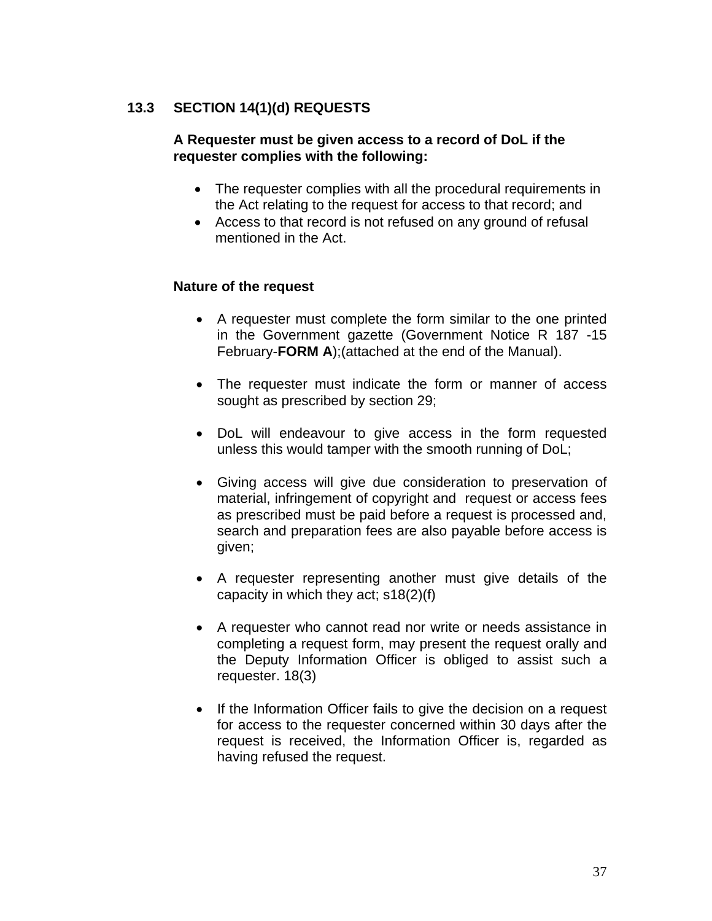## 13.3 SECTION 14(1)(d) REQUESTS

**A Requester must be given access to a record of DoL if the requester complies with the following:**

- The requester complies with all the procedural requirements in the Act relating to the request for access to that record; and
- Access to that record is not refused on any ground of refusal mentioned in the Act.

**Nature of the request**

- A requester must complete the form similar to the one printed in the Government gazette (Government Notice R 187 -15 February-**FORM A**);(attached at the end of the Manual).
- The requester must indicate the form or manner of access sought as prescribed by section 29;
- DoL will endeavour to give access in the form requested unless this would tamper with the smooth running of DoL;
- Giving access will give due consideration to preservation of material, infringement of copyright and request or access fees as prescribed must be paid before a request is processed and, search and preparation fees are also payable before access is given;
- A requester representing another must give details of the capacity in which they act; s18(2)(f)
- A requester who cannot read nor write or needs assistance in completing a request form, may present the request orally and the Deputy Information Officer is obliged to assist such a requester. 18(3)
- If the Information Officer fails to give the decision on a request for access to the requester concerned within 30 days after the request is received, the Information Officer is, regarded as having refused the request.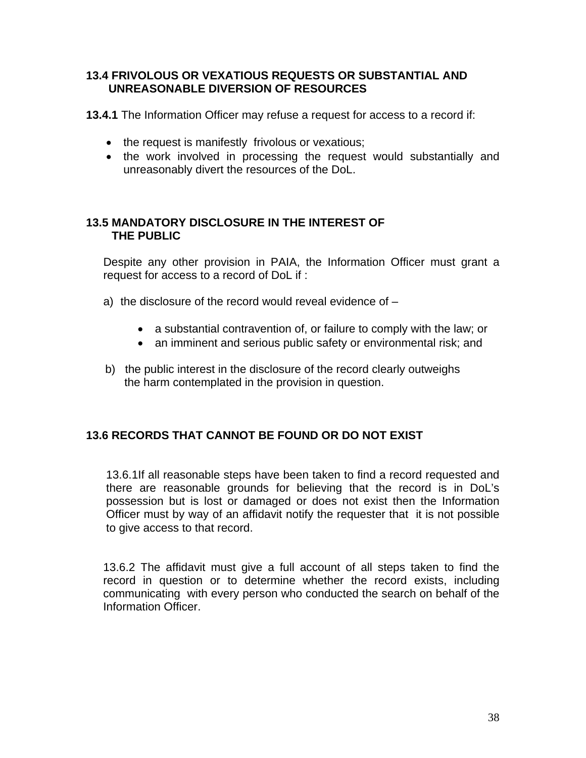### 13.4 FRIVOLOUS OR VEXATIOUS REQUESTS OR SUBSTANTIAL AND UNREASONABLE DIVERSION OF RESOURCES

**13.4.1** The Information Officer may refuse a request for access to a record if:

- the request is manifestly frivolous or vexatious;
- the work involved in processing the request would substantially and unreasonably divert the resources of the DoL.

### 13.5 MANDATORY DISCLOSURE IN THE INTEREST OF THE PUBLIC

Despite any other provision in PAIA, the Information Officer must grant a request for access to a record of DoL if :

a) the disclosure of the record would reveal evidence of –

  - a substantial contravention of, or failure to comply with the law; or
  - an imminent and serious public safety or environmental risk; and

b) the public interest in the disclosure of the record clearly outweighs the harm contemplated in the provision in question.

### 13.6 RECORDS THAT CANNOT BE FOUND OR DO NOT EXIST

13.6.1If all reasonable steps have been taken to find a record requested and there are reasonable grounds for believing that the record is in DoL's possession but is lost or damaged or does not exist then the Information Officer must by way of an affidavit notify the requester that it is not possible to give access to that record.

13.6.2 The affidavit must give a full account of all steps taken to find the record in question or to determine whether the record exists, including communicating with every person who conducted the search on behalf of the Information Officer.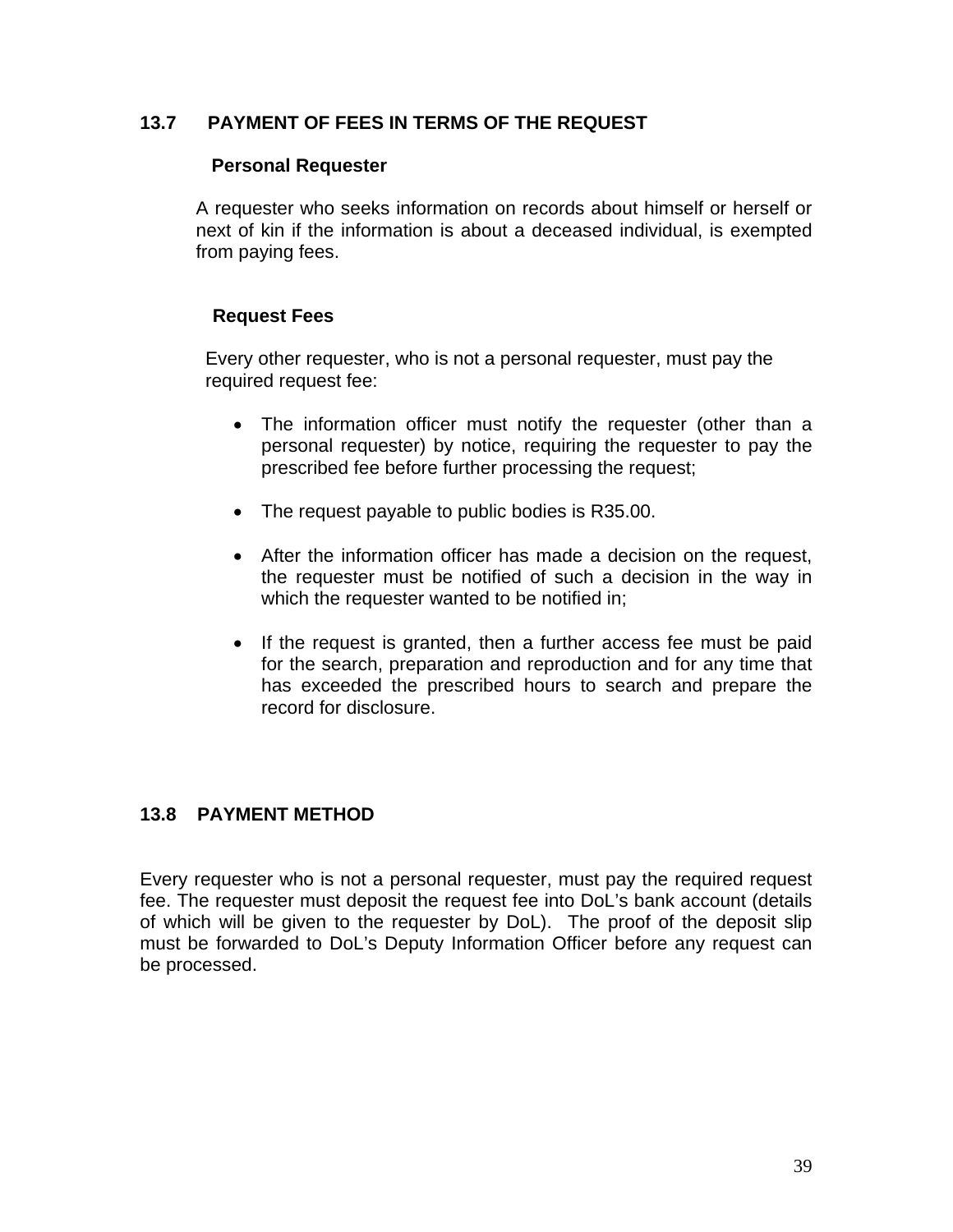## 13.7 PAYMENT OF FEES IN TERMS OF THE REQUEST

### Personal Requester

A requester who seeks information on records about himself or herself or next of kin if the information is about a deceased individual, is exempted from paying fees.

### Request Fees

Every other requester, who is not a personal requester, must pay the required request fee:

- The information officer must notify the requester (other than a personal requester) by notice, requiring the requester to pay the prescribed fee before further processing the request;
- The request payable to public bodies is R35.00.
- After the information officer has made a decision on the request, the requester must be notified of such a decision in the way in which the requester wanted to be notified in;
- If the request is granted, then a further access fee must be paid for the search, preparation and reproduction and for any time that has exceeded the prescribed hours to search and prepare the record for disclosure.

## 13.8 PAYMENT METHOD

Every requester who is not a personal requester, must pay the required request fee. The requester must deposit the request fee into DoL's bank account (details of which will be given to the requester by DoL). The proof of the deposit slip must be forwarded to DoL's Deputy Information Officer before any request can be processed.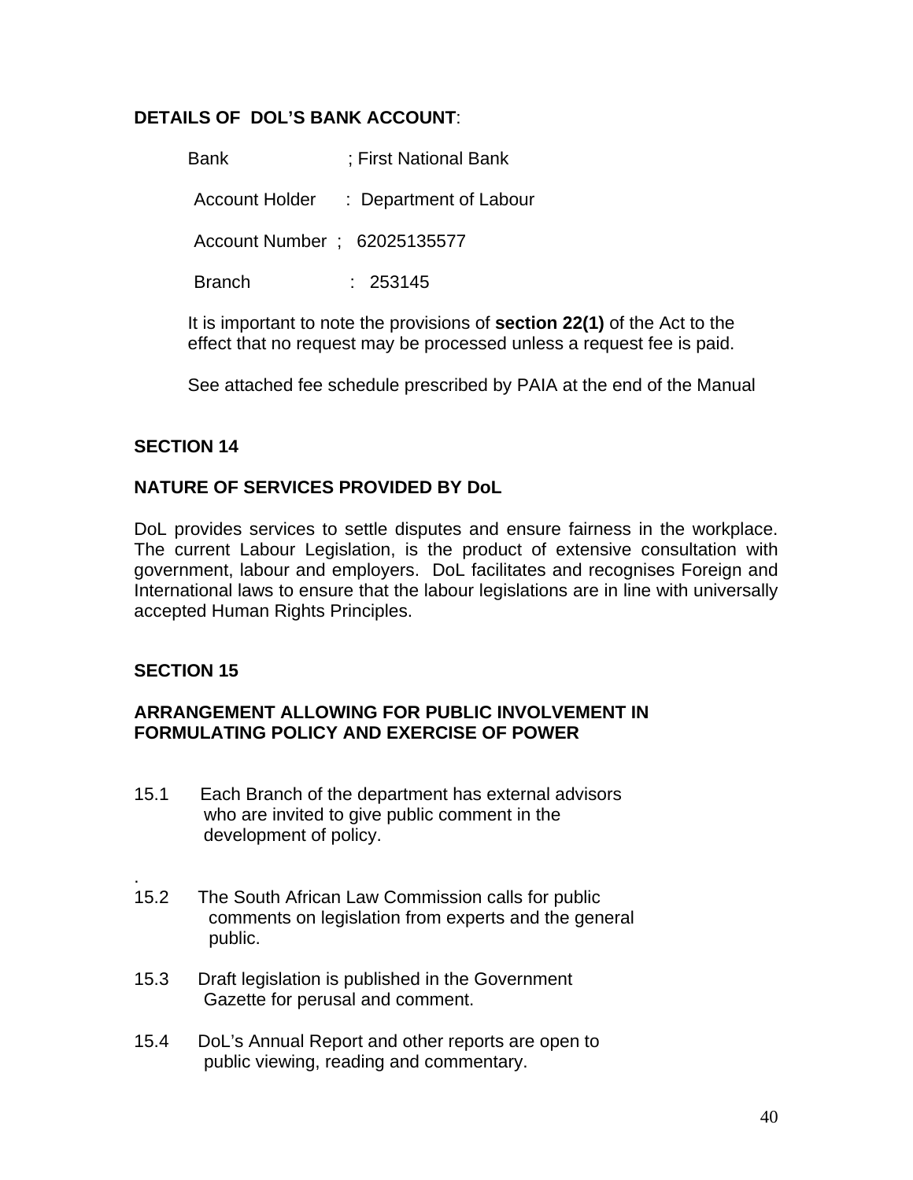**DETAILS OF DOL'S BANK ACCOUNT**:

Bank ; First National Bank

Account Holder : Department of Labour

Account Number ; 62025135577

Branch : 253145

It is important to note the provisions of **section 22(1)** of the Act to the effect that no request may be processed unless a request fee is paid.

See attached fee schedule prescribed by PAIA at the end of the Manual

**SECTION 14**

**NATURE OF SERVICES PROVIDED BY DoL**

DoL provides services to settle disputes and ensure fairness in the workplace. The current Labour Legislation, is the product of extensive consultation with government, labour and employers. DoL facilitates and recognises Foreign and International laws to ensure that the labour legislations are in line with universally accepted Human Rights Principles.

**SECTION 15**

**ARRANGEMENT ALLOWING FOR PUBLIC INVOLVEMENT IN FORMULATING POLICY AND EXERCISE OF POWER**

15.1 Each Branch of the department has external advisors who are invited to give public comment in the development of policy.

.

15.2 The South African Law Commission calls for public comments on legislation from experts and the general public.

15.3 Draft legislation is published in the Government Gazette for perusal and comment.

15.4 DoL's Annual Report and other reports are open to public viewing, reading and commentary.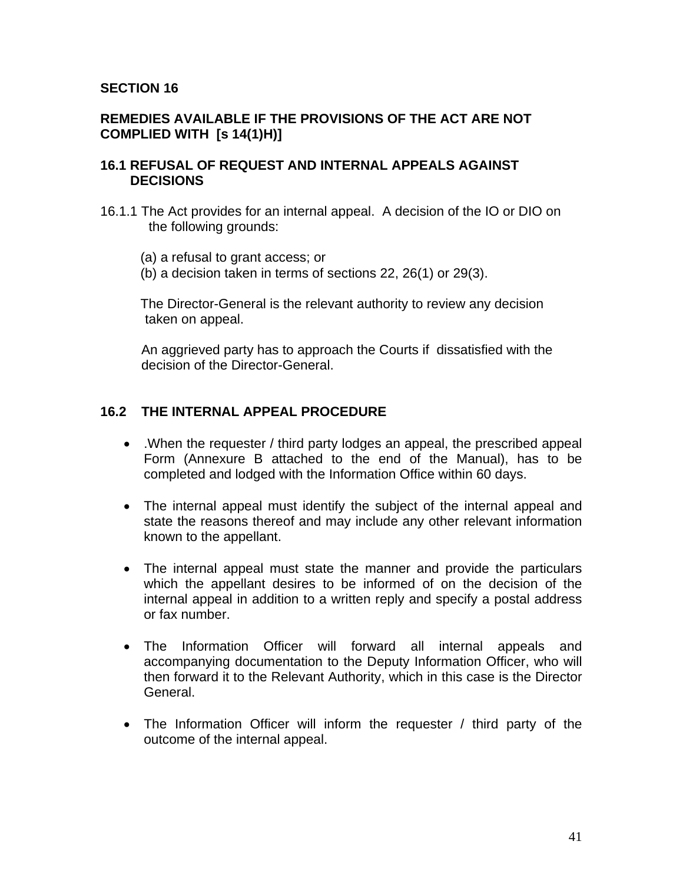## SECTION 16

## REMEDIES AVAILABLE IF THE PROVISIONS OF THE ACT ARE NOT COMPLIED WITH [s 14(1)H)]

### 16.1 REFUSAL OF REQUEST AND INTERNAL APPEALS AGAINST DECISIONS

16.1.1 The Act provides for an internal appeal. A decision of the IO or DIO on the following grounds:

(a) a refusal to grant access; or
(b) a decision taken in terms of sections 22, 26(1) or 29(3).

The Director-General is the relevant authority to review any decision taken on appeal.

An aggrieved party has to approach the Courts if dissatisfied with the decision of the Director-General.

### 16.2 THE INTERNAL APPEAL PROCEDURE

- .When the requester / third party lodges an appeal, the prescribed appeal Form (Annexure B attached to the end of the Manual), has to be completed and lodged with the Information Office within 60 days.

- The internal appeal must identify the subject of the internal appeal and state the reasons thereof and may include any other relevant information known to the appellant.

- The internal appeal must state the manner and provide the particulars which the appellant desires to be informed of on the decision of the internal appeal in addition to a written reply and specify a postal address or fax number.

- The Information Officer will forward all internal appeals and accompanying documentation to the Deputy Information Officer, who will then forward it to the Relevant Authority, which in this case is the Director General.

- The Information Officer will inform the requester / third party of the outcome of the internal appeal.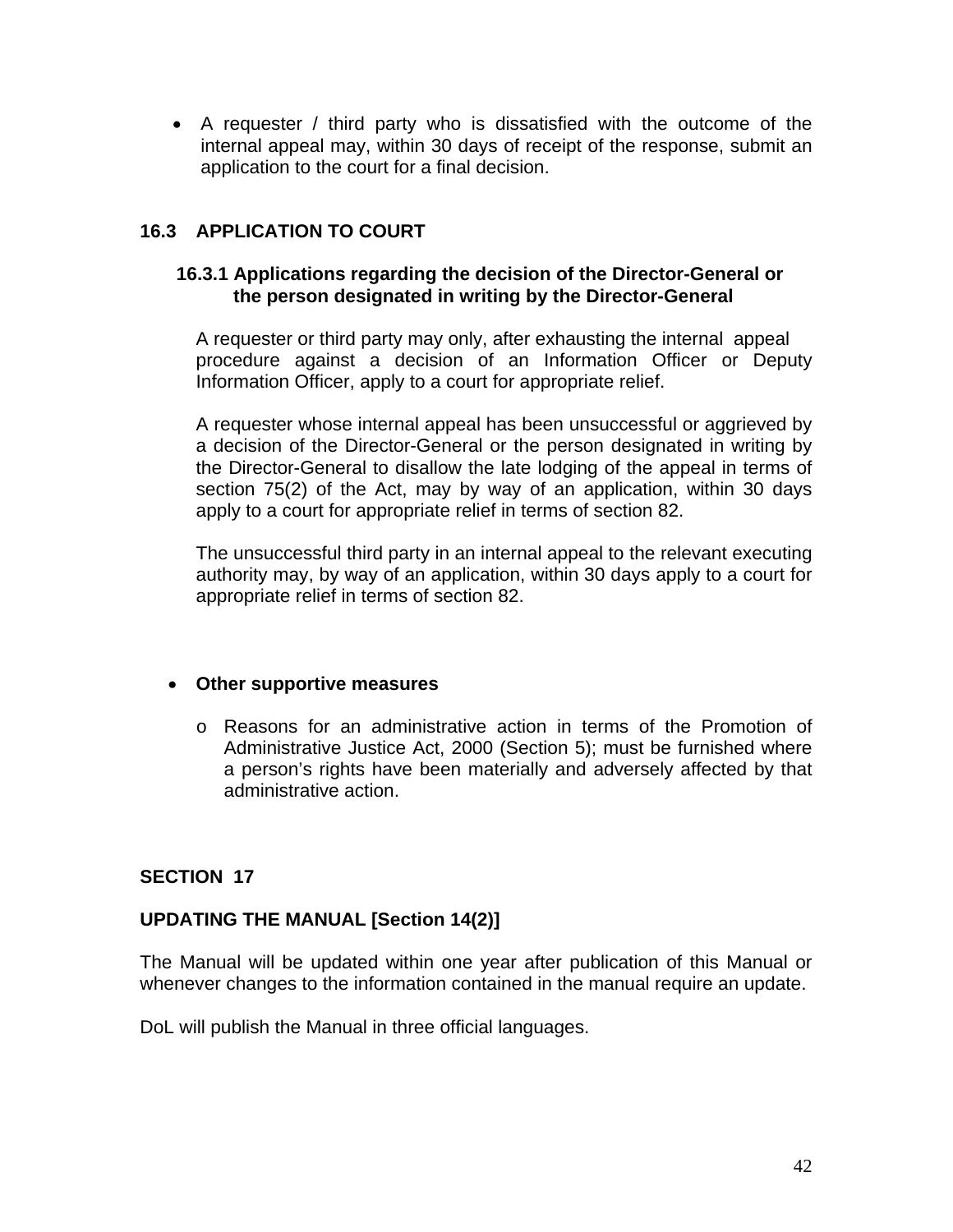- A requester / third party who is dissatisfied with the outcome of the internal appeal may, within 30 days of receipt of the response, submit an application to the court for a final decision.

## 16.3 APPLICATION TO COURT

### 16.3.1 Applications regarding the decision of the Director-General or the person designated in writing by the Director-General

A requester or third party may only, after exhausting the internal appeal procedure against a decision of an Information Officer or Deputy Information Officer, apply to a court for appropriate relief.

A requester whose internal appeal has been unsuccessful or aggrieved by a decision of the Director-General or the person designated in writing by the Director-General to disallow the late lodging of the appeal in terms of section 75(2) of the Act, may by way of an application, within 30 days apply to a court for appropriate relief in terms of section 82.

The unsuccessful third party in an internal appeal to the relevant executing authority may, by way of an application, within 30 days apply to a court for appropriate relief in terms of section 82.

- **Other supportive measures**
  - Reasons for an administrative action in terms of the Promotion of Administrative Justice Act, 2000 (Section 5); must be furnished where a person's rights have been materially and adversely affected by that administrative action.

## SECTION 17

## UPDATING THE MANUAL [Section 14(2)]

The Manual will be updated within one year after publication of this Manual or whenever changes to the information contained in the manual require an update.

DoL will publish the Manual in three official languages.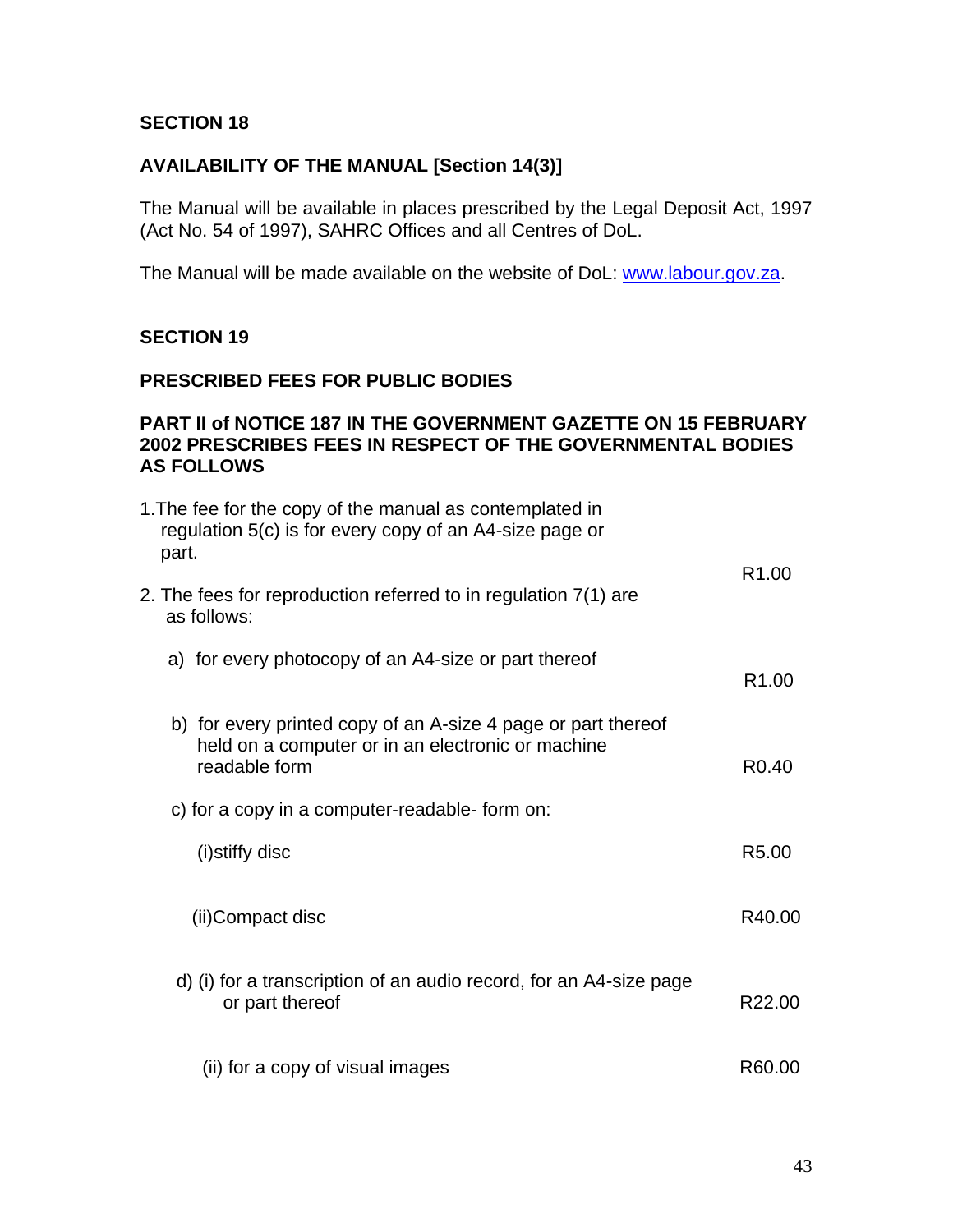**SECTION 18**

**AVAILABILITY OF THE MANUAL [Section 14(3)]**

The Manual will be available in places prescribed by the Legal Deposit Act, 1997 (Act No. 54 of 1997), SAHRC Offices and all Centres of DoL.

The Manual will be made available on the website of DoL: www.labour.gov.za.

**SECTION 19**

**PRESCRIBED FEES FOR PUBLIC BODIES**

**PART II of NOTICE 187 IN THE GOVERNMENT GAZETTE ON 15 FEBRUARY 2002 PRESCRIBES FEES IN RESPECT OF THE GOVERNMENTAL BODIES AS FOLLOWS**

| | |
|---|---|
| 1. The fee for the copy of the manual as contemplated in regulation 5(c) is for every copy of an A4-size page or part. | R1.00 |
| 2. The fees for reproduction referred to in regulation 7(1) are as follows: | |
| a) for every photocopy of an A4-size or part thereof | R1.00 |
| b) for every printed copy of an A-size 4 page or part thereof held on a computer or in an electronic or machine readable form | R0.40 |
| c) for a copy in a computer-readable- form on: | |
| (i) stiffy disc | R5.00 |
| (ii) Compact disc | R40.00 |
| d) (i) for a transcription of an audio record, for an A4-size page or part thereof | R22.00 |
| (ii) for a copy of visual images | R60.00 |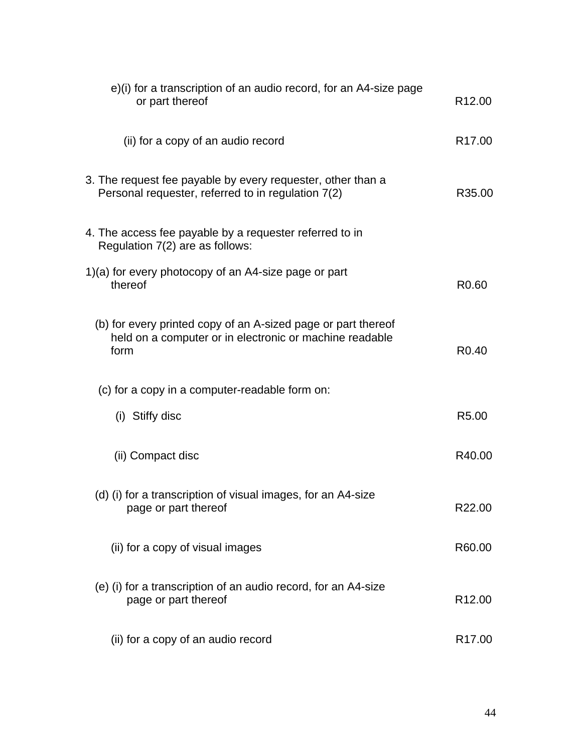e)(i) for a transcription of an audio record, for an A4-size page or part thereof R12.00

(ii) for a copy of an audio record R17.00

3. The request fee payable by every requester, other than a Personal requester, referred to in regulation 7(2) R35.00

4. The access fee payable by a requester referred to in Regulation 7(2) are as follows:

1)(a) for every photocopy of an A4-size page or part thereof R0.60

(b) for every printed copy of an A-sized page or part thereof held on a computer or in electronic or machine readable form R0.40

(c) for a copy in a computer-readable form on:

(i) Stiffy disc R5.00

(ii) Compact disc R40.00

(d) (i) for a transcription of visual images, for an A4-size page or part thereof R22.00

(ii) for a copy of visual images R60.00

(e) (i) for a transcription of an audio record, for an A4-size page or part thereof R12.00

(ii) for a copy of an audio record R17.00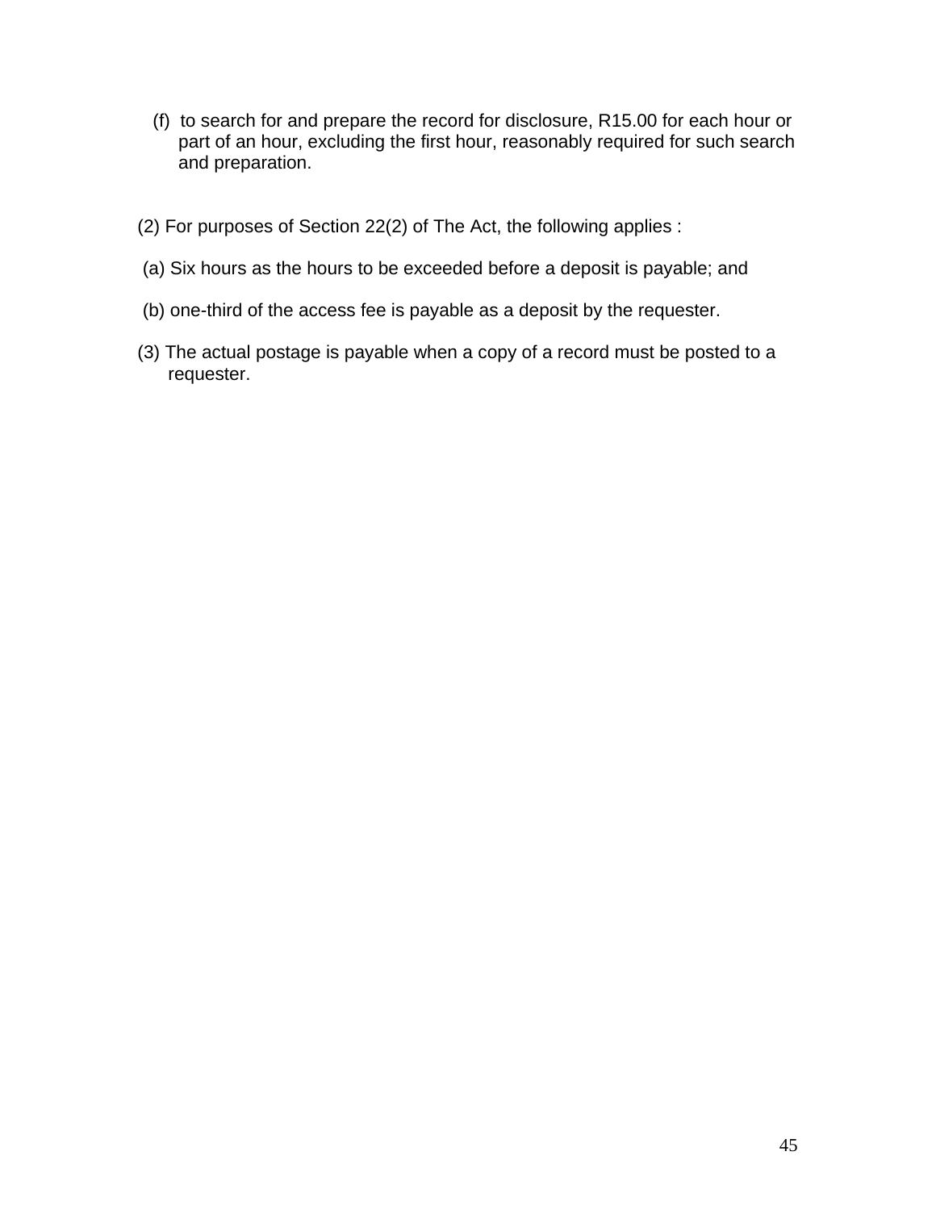(f) to search for and prepare the record for disclosure, R15.00 for each hour or part of an hour, excluding the first hour, reasonably required for such search and preparation.

(2) For purposes of Section 22(2) of The Act, the following applies :

(a) Six hours as the hours to be exceeded before a deposit is payable; and

(b) one-third of the access fee is payable as a deposit by the requester.

(3) The actual postage is payable when a copy of a record must be posted to a requester.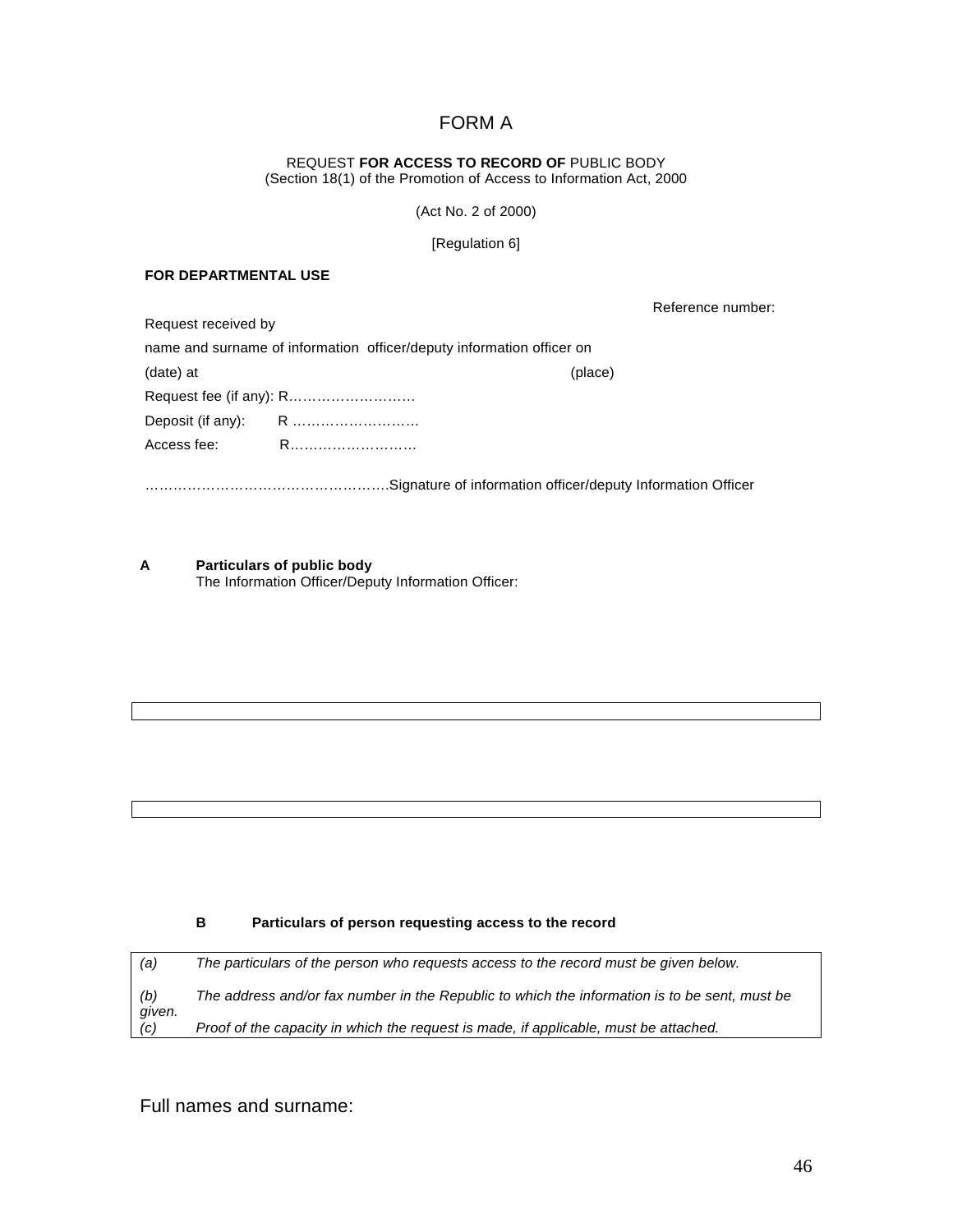# FORM A

REQUEST **FOR ACCESS TO RECORD OF** PUBLIC BODY
(Section 18(1) of the Promotion of Access to Information Act, 2000

(Act No. 2 of 2000)

[Regulation 6]

**FOR DEPARTMENTAL USE**

Reference number:

Request received by

name and surname of information officer/deputy information officer on

(date) at (place)

Request fee (if any): R……………………….

Deposit (if any): R ……………………….

Access fee: R……………………….

…………………………………………….Signature of information officer/deputy Information Officer

**A Particulars of public body**

The Information Officer/Deputy Information Officer:

**B Particulars of person requesting access to the record**

| | |
|---|---|
| *(a)* | *The particulars of the person who requests access to the record must be given below.* |
| *(b)* | *The address and/or fax number in the Republic to which the information is to be sent, must be given.* |
| *(c)* | *Proof of the capacity in which the request is made, if applicable, must be attached.* |

Full names and surname: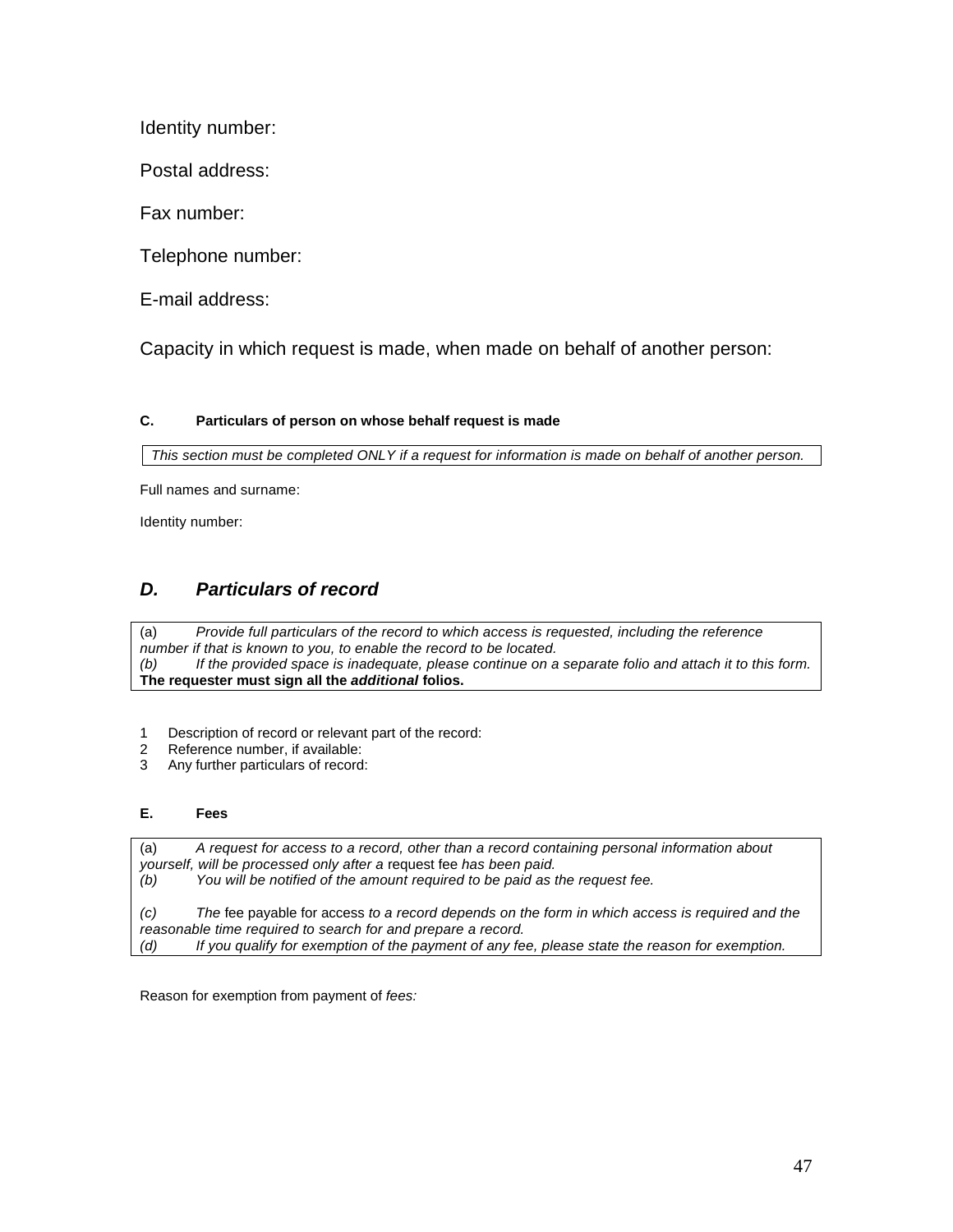Identity number:

Postal address:

Fax number:

Telephone number:

E-mail address:

Capacity in which request is made, when made on behalf of another person:

**C. Particulars of person on whose behalf request is made**

*This section must be completed ONLY if a request for information is made on behalf of another person.*

Full names and surname:

Identity number:

## ***D. Particulars of record***

(a) *Provide full particulars of the record to which access is requested, including the reference number if that is known to you, to enable the record to be located.*
*(b) If the provided space is inadequate, please continue on a separate folio and attach it to this form.*
**The requester must sign all the *additional* folios.**

1. Description of record or relevant part of the record:
2. Reference number, if available:
3. Any further particulars of record:

**E. Fees**

(a) *A request for access to a record, other than a record containing personal information about yourself, will be processed only after a* request fee *has been paid.*
*(b) You will be notified of the amount required to be paid as the request fee.*

*(c) The* fee payable for access *to a record depends on the form in which access is required and the reasonable time required to search for and prepare a record.*
*(d) If you qualify for exemption of the payment of any fee, please state the reason for exemption.*

Reason for exemption from payment of *fees:*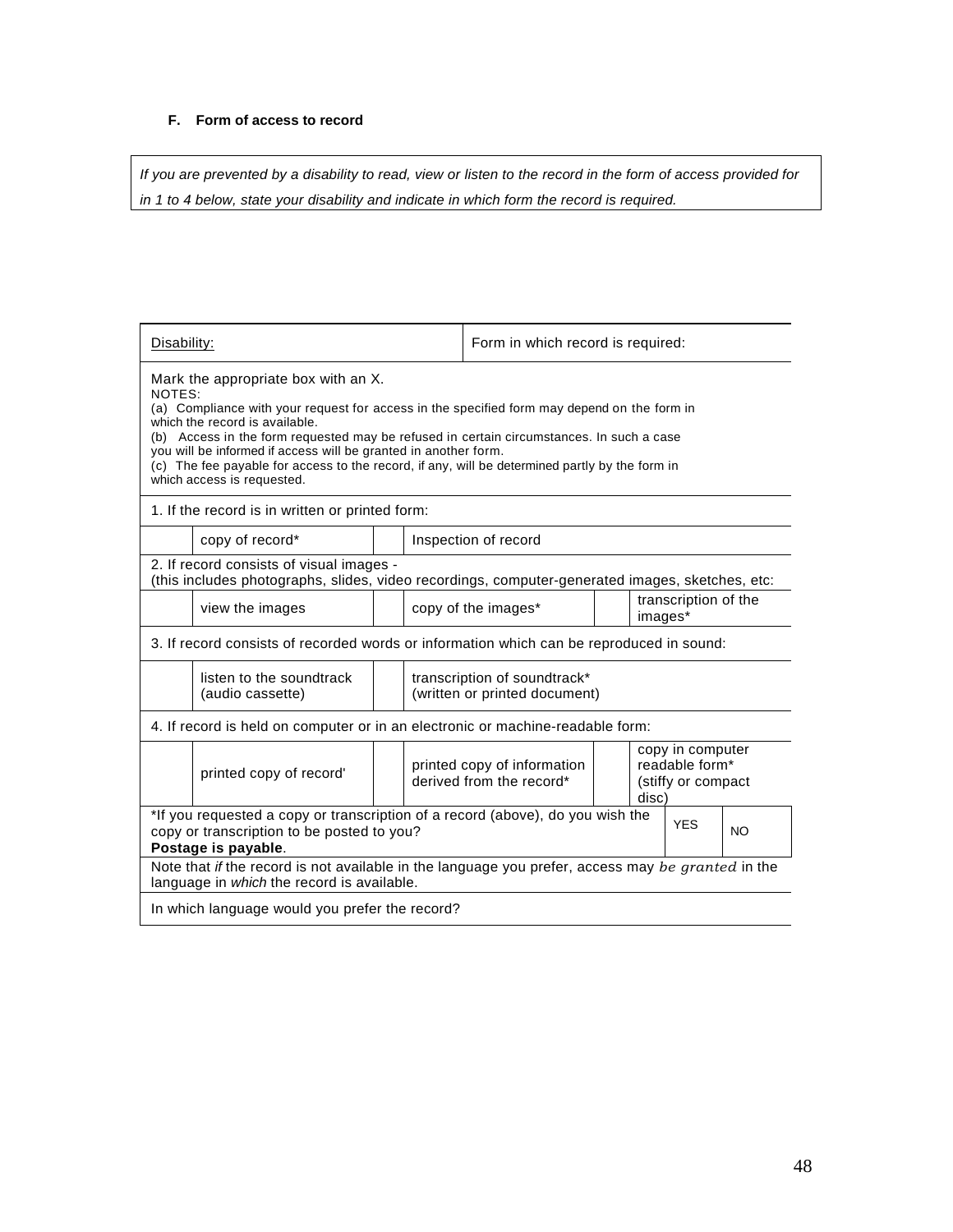**F. Form of access to record**

*If you are prevented by a disability to read, view or listen to the record in the form of access provided for in 1 to 4 below, state your disability and indicate in which form the record is required.*

| Disability: | | | Form in which record is required: | | |
|---|---|---|---|---|---|
| Mark the appropriate box with an X.<br>NOTES:<br>(a) Compliance with your request for access in the specified form may depend on the form in which the record is available.<br>(b) Access in the form requested may be refused in certain circumstances. In such a case you will be informed if access will be granted in another form.<br>(c) The fee payable for access to the record, if any, will be determined partly by the form in which access is requested. | | | | | |
| 1. If the record is in written or printed form: | | | | | |
| | copy of record* | | Inspection of record | | |
| 2. If record consists of visual images -<br>(this includes photographs, slides, video recordings, computer-generated images, sketches, etc: | | | | | |
| | view the images | | copy of the images* | | transcription of the images* |
| 3. If record consists of recorded words or information which can be reproduced in sound: | | | | | |
| | listen to the soundtrack (audio cassette) | | transcription of soundtrack* (written or printed document) | | |
| 4. If record is held on computer or in an electronic or machine-readable form: | | | | | |
| | printed copy of record' | | printed copy of information derived from the record* | | copy in computer readable form* (stiffy or compact disc) |

| *If you requested a copy or transcription of a record (above), do you wish the copy or transcription to be posted to you?<br>**Postage is payable**. | YES | NO |
|---|---|---|
| Note that *if* the record is not available in the language you prefer, access may *be granted* in the language in *which* the record is available. | | |
| In which language would you prefer the record? | | |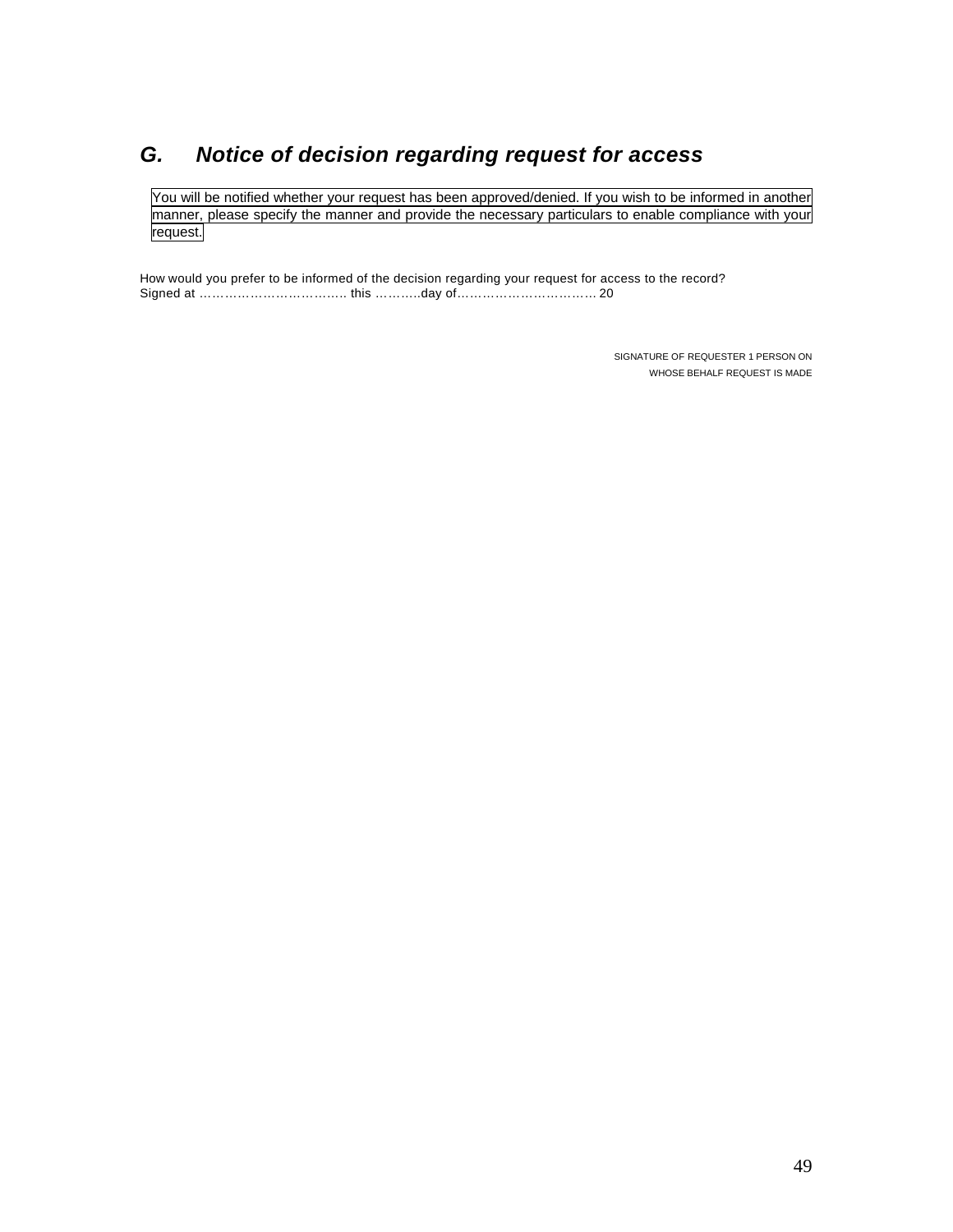## *G. Notice of decision regarding request for access*

You will be notified whether your request has been approved/denied. If you wish to be informed in another manner, please specify the manner and provide the necessary particulars to enable compliance with your request.

How would you prefer to be informed of the decision regarding your request for access to the record?
Signed at …………………………….. this ………..day of…………………………… 20

SIGNATURE OF REQUESTER 1 PERSON ON
WHOSE BEHALF REQUEST IS MADE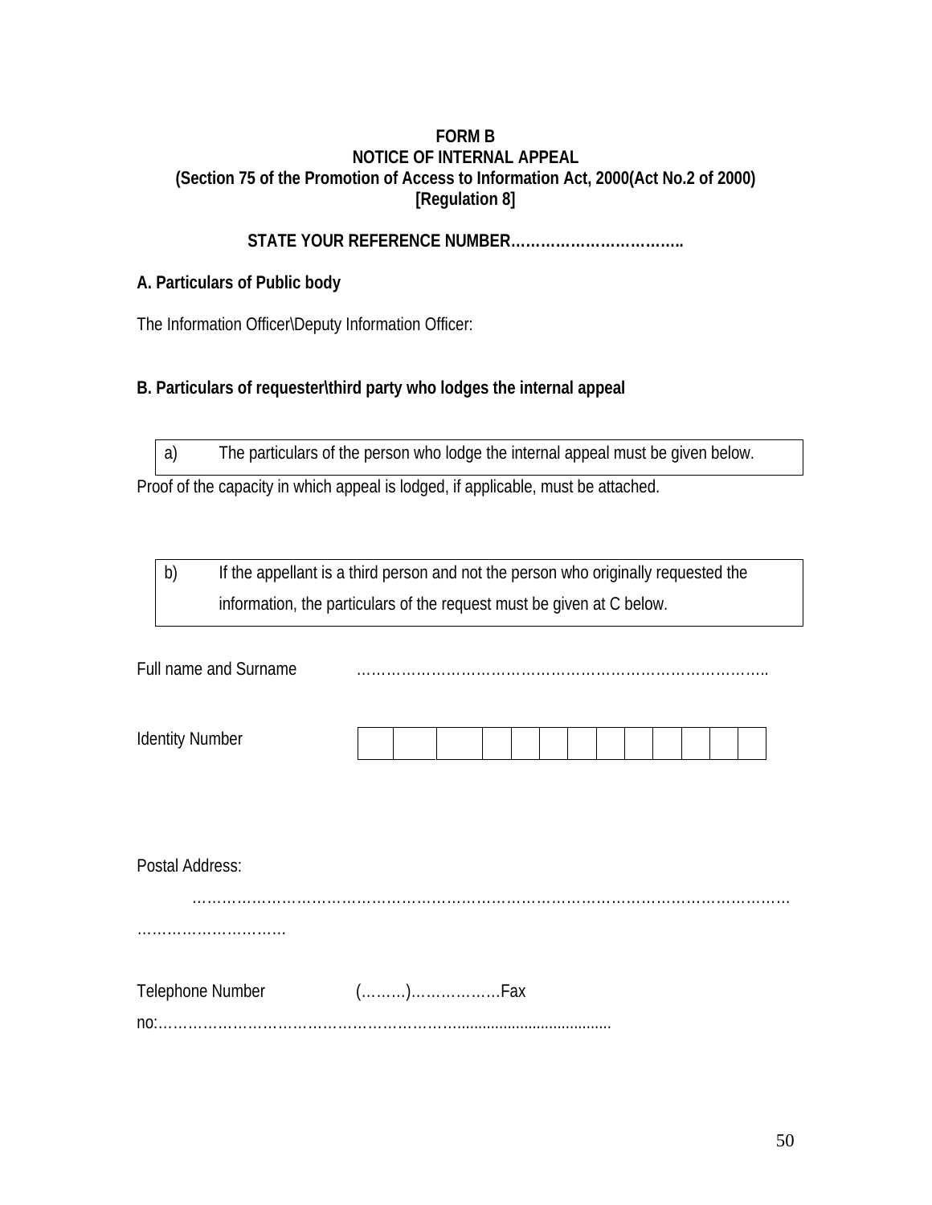**FORM B**
**NOTICE OF INTERNAL APPEAL**
**(Section 75 of the Promotion of Access to Information Act, 2000(Act No.2 of 2000)**
**[Regulation 8]**

**STATE YOUR REFERENCE NUMBER……………………………..**

**A. Particulars of Public body**

The Information Officer\Deputy Information Officer:

**B. Particulars of requester\third party who lodges the internal appeal**

| a) | The particulars of the person who lodge the internal appeal must be given below. |
|---|---|

Proof of the capacity in which appeal is lodged, if applicable, must be attached.

| b) | If the appellant is a third person and not the person who originally requested the information, the particulars of the request must be given at C below. |
|---|---|

Full name and Surname ………………………………………………………………………..

Identity Number

| | | | | | | | | | | | | |
|---|---|---|---|---|---|---|---|---|---|---|---|---|
| | | | | | | | | | | | | |

Postal Address:

…………………………………………………………………………………………………………
…………………………

Telephone Number (………)………………Fax no:……………………………………………………......................................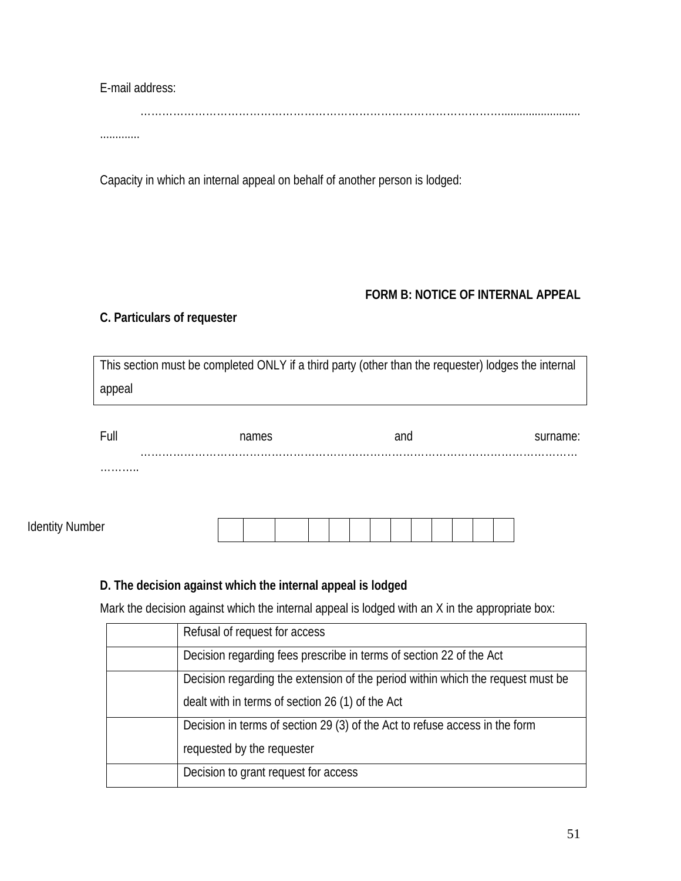E-mail address: ……………………………………………………………………………………………...............................................

Capacity in which an internal appeal on behalf of another person is lodged:

**FORM B: NOTICE OF INTERNAL APPEAL**

**C. Particulars of requester**

| This section must be completed ONLY if a third party (other than the requester) lodges the internal appeal |
|---|

Full names and surname: ……………………………………………………………………………………………………………..

Identity Number

| | | | | | | | | | | | | |
|---|---|---|---|---|---|---|---|---|---|---|---|---|
| | | | | | | | | | | | | |

**D. The decision against which the internal appeal is lodged**

Mark the decision against which the internal appeal is lodged with an X in the appropriate box:

| | |
|---|---|
| | Refusal of request for access |
| | Decision regarding fees prescribe in terms of section 22 of the Act |
| | Decision regarding the extension of the period within which the request must be dealt with in terms of section 26 (1) of the Act |
| | Decision in terms of section 29 (3) of the Act to refuse access in the form requested by the requester |
| | Decision to grant request for access |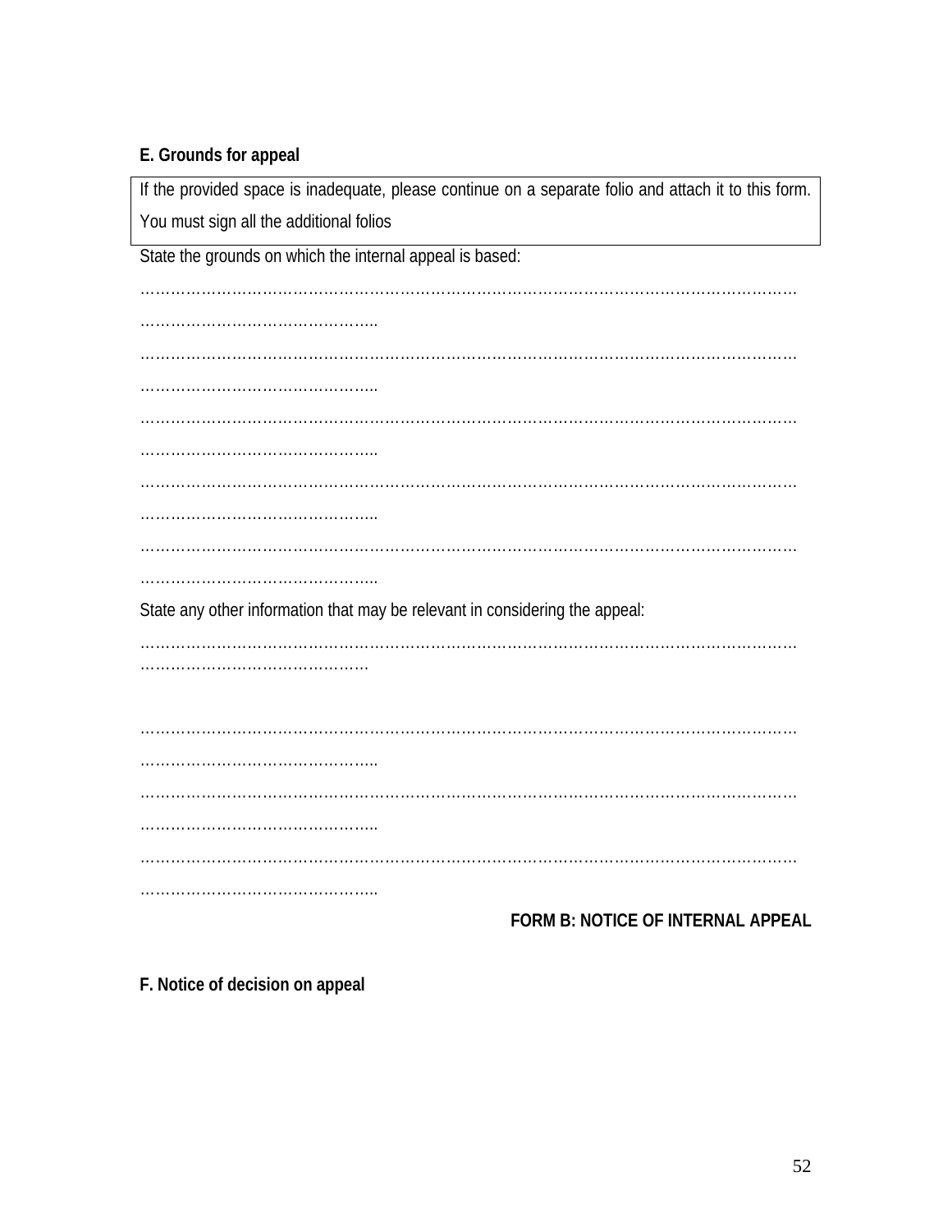**E. Grounds for appeal**

| If the provided space is inadequate, please continue on a separate folio and attach it to this form. You must sign all the additional folios |
|---|

State the grounds on which the internal appeal is based:

……………………………………………………………………………………………………………………………………………………………………..

……………………………………………………………………………………………………………………………………………………………………..

……………………………………………………………………………………………………………………………………………………………………..

……………………………………………………………………………………………………………………………………………………………………..

……………………………………………………………………………………………………………………………………………………………………..

State any other information that may be relevant in considering the appeal:

…………………………………………………………………………………………………………………………………………………………………….

……………………………………………………………………………………………………………………………………………………………………..

……………………………………………………………………………………………………………………………………………………………………..

……………………………………………………………………………………………………………………………………………………………………..

**FORM B: NOTICE OF INTERNAL APPEAL**

**F. Notice of decision on appeal**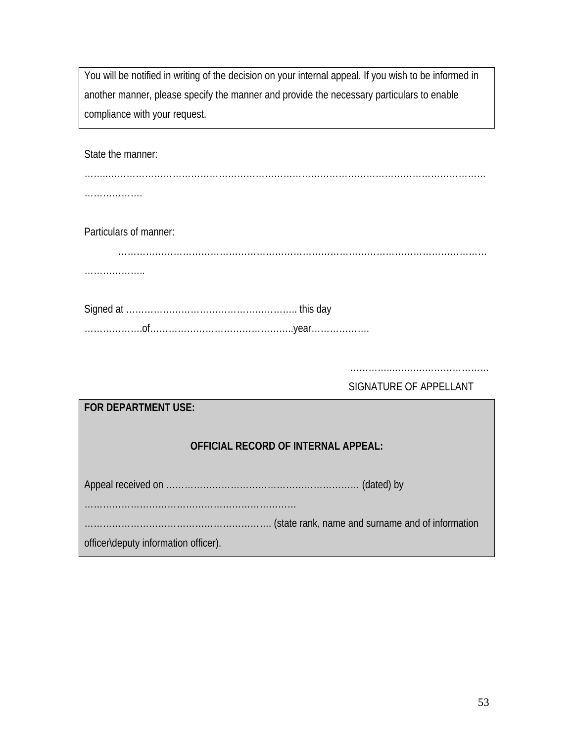| You will be notified in writing of the decision on your internal appeal. If you wish to be informed in another manner, please specify the manner and provide the necessary particulars to enable compliance with your request. |
| --- |

State the manner:

……..………………………………………………………………………………………………………………
………………

Particulars of manner:

……………………………………………………………………………………………………………
………………..

Signed at ……………………………………………….. this day ……………….of………………………………………..year……………….

…………..…………………………

SIGNATURE OF APPELLANT

| **FOR DEPARTMENT USE:**<br><br>**OFFICIAL RECORD OF INTERNAL APPEAL:**<br><br>Appeal received on ………………………………………………………. (dated) by ……………………………………………………………<br>……………………………………………………. (state rank, name and surname and of information officer\deputy information officer). |
| --- |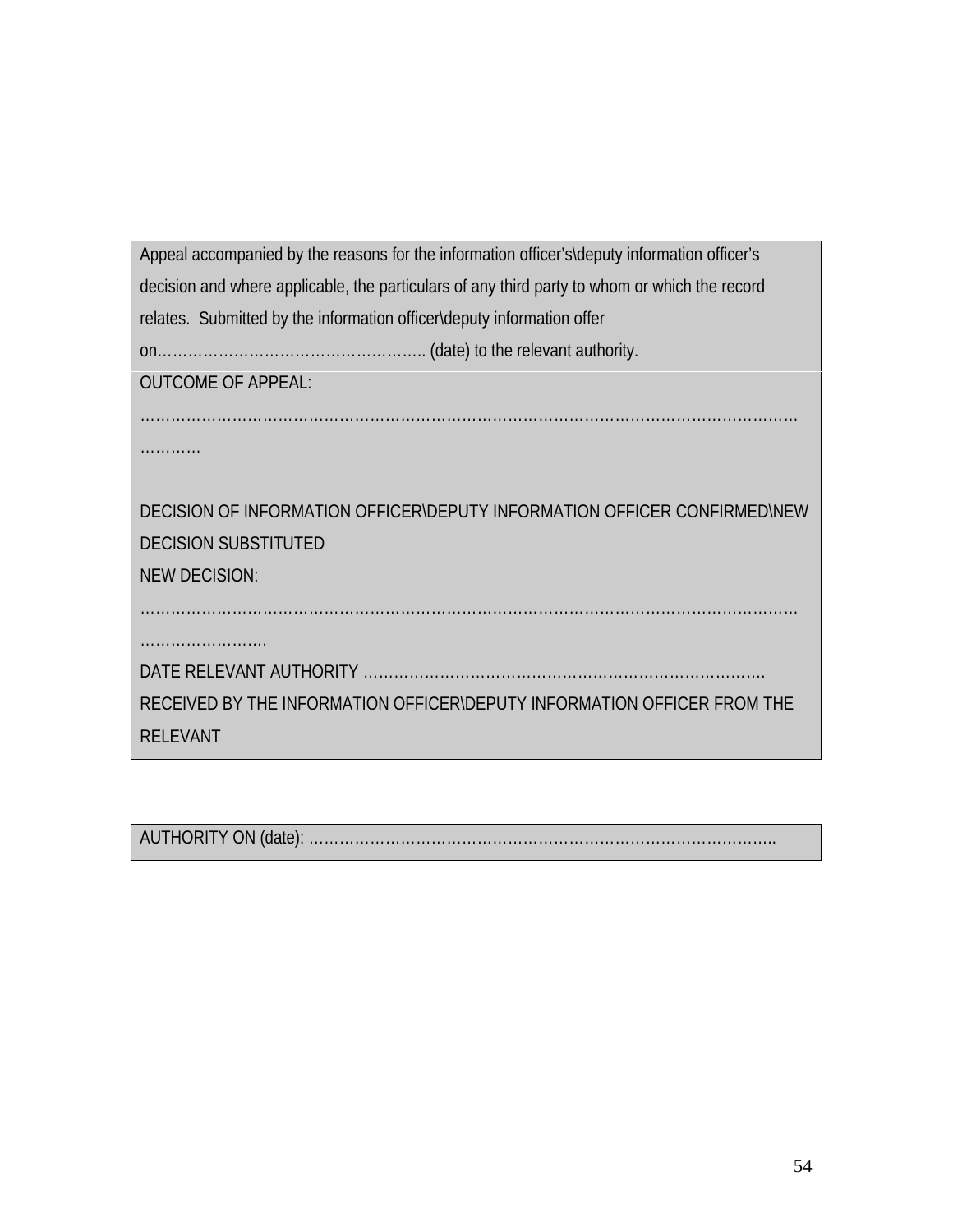Appeal accompanied by the reasons for the information officer's\deputy information officer's decision and where applicable, the particulars of any third party to whom or which the record relates. Submitted by the information officer\deputy information offer on……………………………………………. (date) to the relevant authority.

OUTCOME OF APPEAL:

………………………………………………………………………………………………………………………

DECISION OF INFORMATION OFFICER\DEPUTY INFORMATION OFFICER CONFIRMED\NEW DECISION SUBSTITUTED

NEW DECISION:

……………………………………………………………………………………………………………………………

DATE RELEVANT AUTHORITY ……………………………………………………………………….

RECEIVED BY THE INFORMATION OFFICER\DEPUTY INFORMATION OFFICER FROM THE RELEVANT

AUTHORITY ON (date): ……………………………………………………………………………….